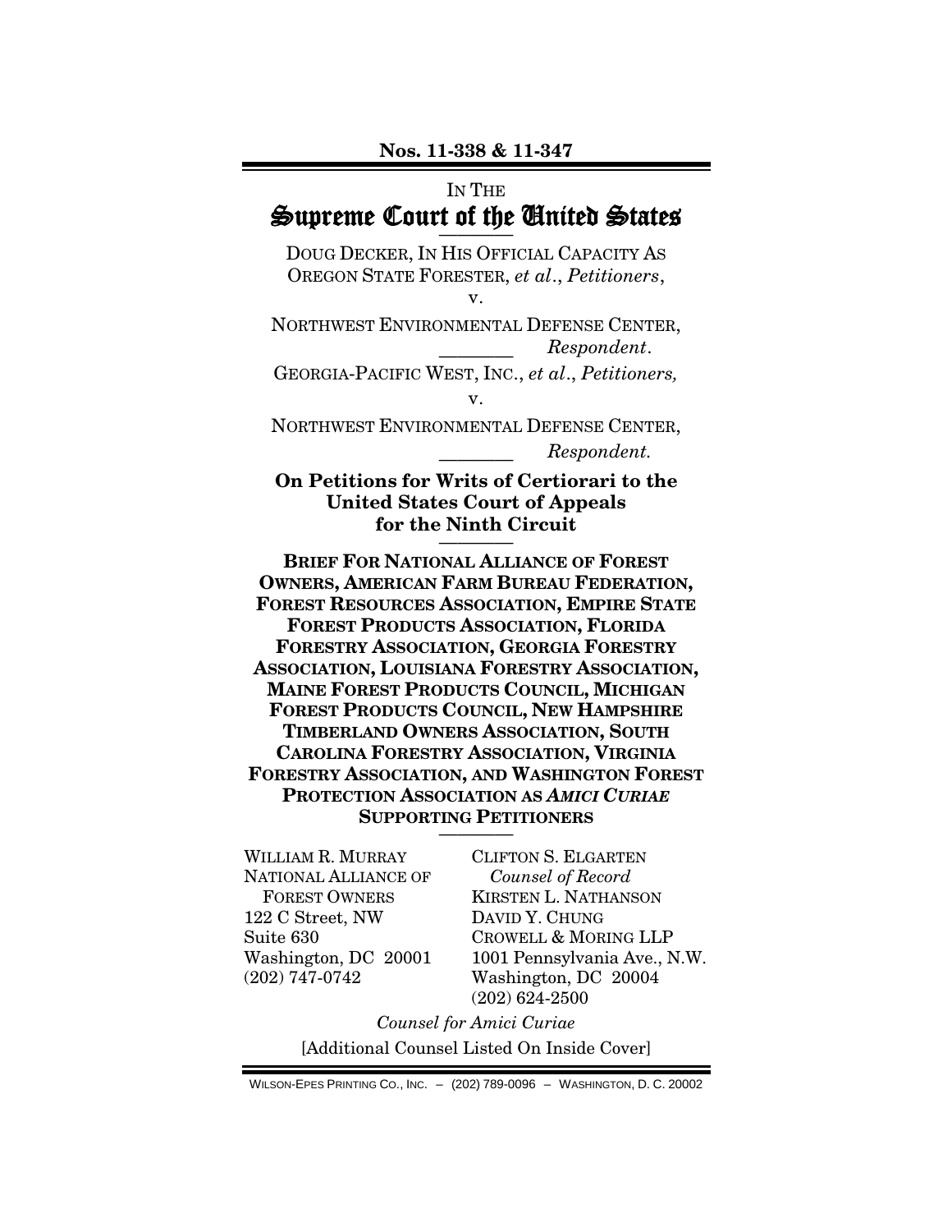Nos. 11-338 & 11-347

IN THE

# Supreme Court of the United States

DOUG DECKER, IN HIS OFFICIAL CAPACITY AS OREGON STATE FORESTER, *et al*., *Petitioners*,

v.

NORTHWEST ENVIRONMENTAL DEFENSE CENTER,
*Respondent*.

GEORGIA-PACIFIC WEST, INC., *et al*., *Petitioners,*

v.

NORTHWEST ENVIRONMENTAL DEFENSE CENTER,
*Respondent.*

**On Petitions for Writs of Certiorari to the United States Court of Appeals for the Ninth Circuit**

**BRIEF FOR NATIONAL ALLIANCE OF FOREST OWNERS, AMERICAN FARM BUREAU FEDERATION, FOREST RESOURCES ASSOCIATION, EMPIRE STATE FOREST PRODUCTS ASSOCIATION, FLORIDA FORESTRY ASSOCIATION, GEORGIA FORESTRY ASSOCIATION, LOUISIANA FORESTRY ASSOCIATION, MAINE FOREST PRODUCTS COUNCIL, MICHIGAN FOREST PRODUCTS COUNCIL, NEW HAMPSHIRE TIMBERLAND OWNERS ASSOCIATION, SOUTH CAROLINA FORESTRY ASSOCIATION, VIRGINIA FORESTRY ASSOCIATION, AND WASHINGTON FOREST PROTECTION ASSOCIATION AS *AMICI CURIAE* SUPPORTING PETITIONERS**

WILLIAM R. MURRAY
NATIONAL ALLIANCE OF FOREST OWNERS
122 C Street, NW
Suite 630
Washington, DC 20001
(202) 747-0742

CLIFTON S. ELGARTEN
*Counsel of Record*
KIRSTEN L. NATHANSON
DAVID Y. CHUNG
CROWELL & MORING LLP
1001 Pennsylvania Ave., N.W.
Washington, DC 20004
(202) 624-2500

*Counsel for Amici Curiae*

[Additional Counsel Listed On Inside Cover]

WILSON-EPES PRINTING CO., INC. – (202) 789-0096 – WASHINGTON, D. C. 20002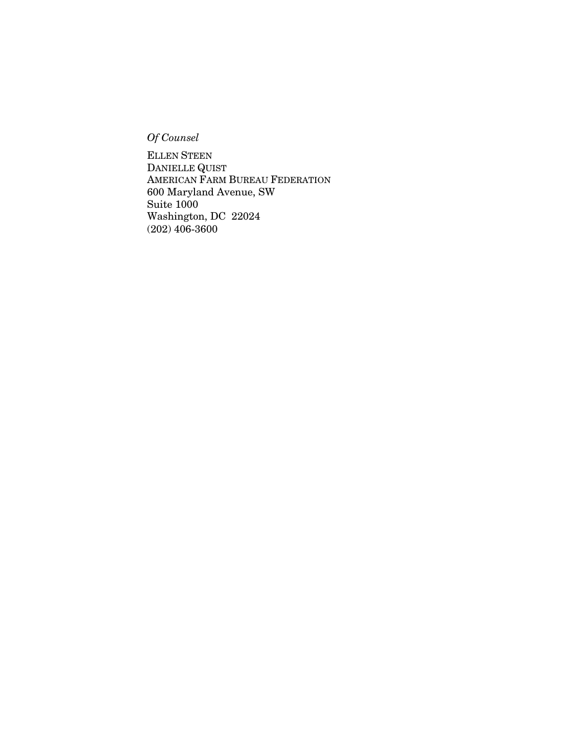*Of Counsel*

ELLEN STEEN
DANIELLE QUIST
AMERICAN FARM BUREAU FEDERATION
600 Maryland Avenue, SW
Suite 1000
Washington, DC 22024
(202) 406-3600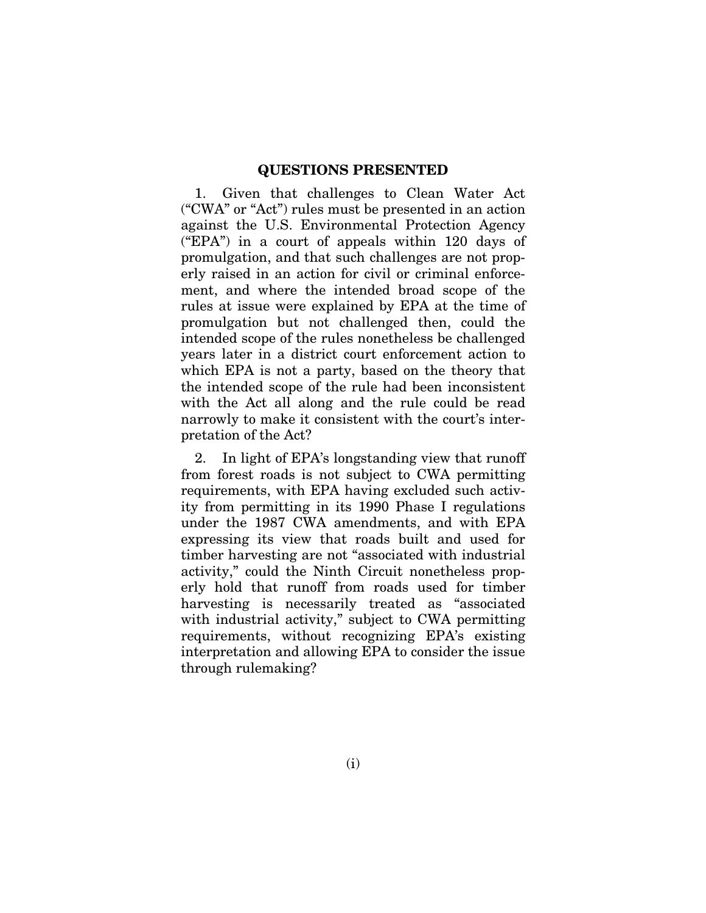## QUESTIONS PRESENTED

1. Given that challenges to Clean Water Act ("CWA" or "Act") rules must be presented in an action against the U.S. Environmental Protection Agency ("EPA") in a court of appeals within 120 days of promulgation, and that such challenges are not properly raised in an action for civil or criminal enforcement, and where the intended broad scope of the rules at issue were explained by EPA at the time of promulgation but not challenged then, could the intended scope of the rules nonetheless be challenged years later in a district court enforcement action to which EPA is not a party, based on the theory that the intended scope of the rule had been inconsistent with the Act all along and the rule could be read narrowly to make it consistent with the court's interpretation of the Act?

2. In light of EPA's longstanding view that runoff from forest roads is not subject to CWA permitting requirements, with EPA having excluded such activity from permitting in its 1990 Phase I regulations under the 1987 CWA amendments, and with EPA expressing its view that roads built and used for timber harvesting are not "associated with industrial activity," could the Ninth Circuit nonetheless properly hold that runoff from roads used for timber harvesting is necessarily treated as "associated with industrial activity," subject to CWA permitting requirements, without recognizing EPA's existing interpretation and allowing EPA to consider the issue through rulemaking?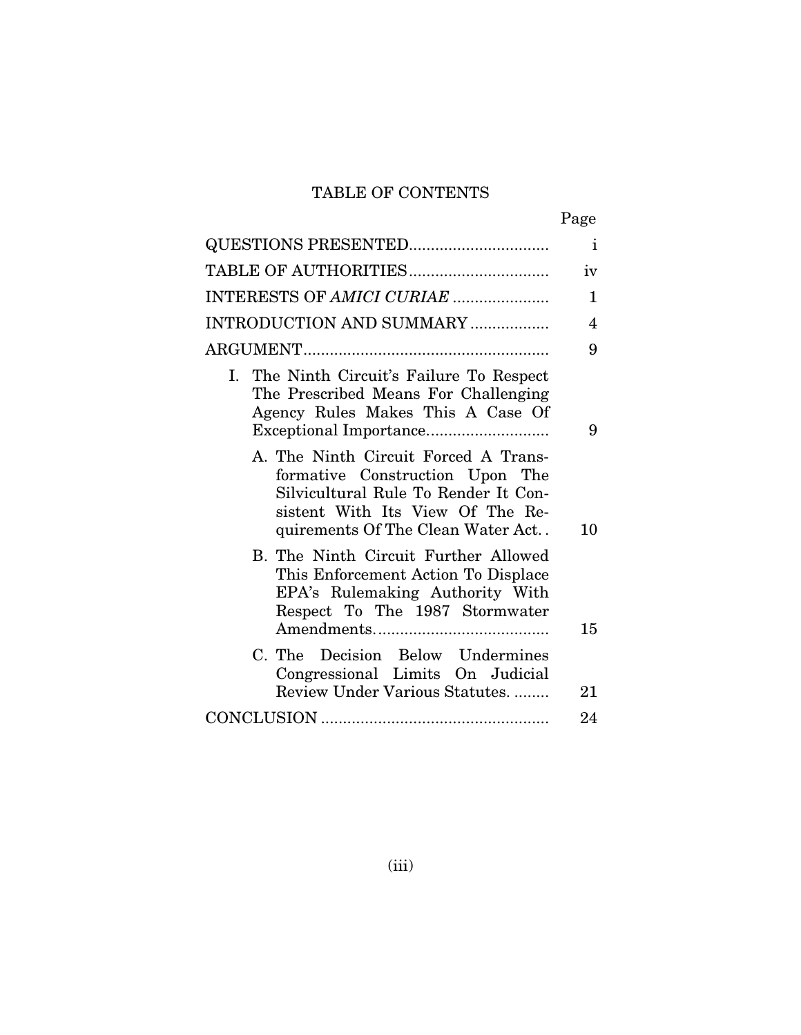# TABLE OF CONTENTS

| | Page |
|---|---|
| QUESTIONS PRESENTED | i |
| TABLE OF AUTHORITIES | iv |
| INTERESTS OF *AMICI CURIAE* | 1 |
| INTRODUCTION AND SUMMARY | 4 |
| ARGUMENT | 9 |
| I. The Ninth Circuit's Failure To Respect The Prescribed Means For Challenging Agency Rules Makes This A Case Of Exceptional Importance | 9 |
| A. The Ninth Circuit Forced A Transformative Construction Upon The Silvicultural Rule To Render It Consistent With Its View Of The Requirements Of The Clean Water Act. | 10 |
| B. The Ninth Circuit Further Allowed This Enforcement Action To Displace EPA's Rulemaking Authority With Respect To The 1987 Stormwater Amendments. | 15 |
| C. The Decision Below Undermines Congressional Limits On Judicial Review Under Various Statutes. | 21 |
| CONCLUSION | 24 |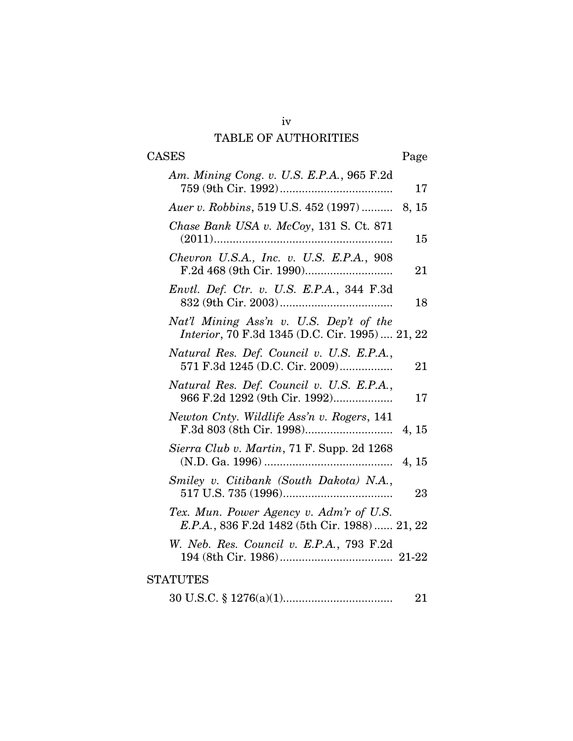# TABLE OF AUTHORITIES

## CASES

| | Page |
|---|---|
| *Am. Mining Cong. v. U.S. E.P.A.*, 965 F.2d 759 (9th Cir. 1992) | 17 |
| *Auer v. Robbins*, 519 U.S. 452 (1997) | 8, 15 |
| *Chase Bank USA v. McCoy*, 131 S. Ct. 871 (2011) | 15 |
| *Chevron U.S.A., Inc. v. U.S. E.P.A.*, 908 F.2d 468 (9th Cir. 1990) | 21 |
| *Envtl. Def. Ctr. v. U.S. E.P.A.*, 344 F.3d 832 (9th Cir. 2003) | 18 |
| *Nat'l Mining Ass'n v. U.S. Dep't of the Interior*, 70 F.3d 1345 (D.C. Cir. 1995) | 21, 22 |
| *Natural Res. Def. Council v. U.S. E.P.A.*, 571 F.3d 1245 (D.C. Cir. 2009) | 21 |
| *Natural Res. Def. Council v. U.S. E.P.A.*, 966 F.2d 1292 (9th Cir. 1992) | 17 |
| *Newton Cnty. Wildlife Ass'n v. Rogers*, 141 F.3d 803 (8th Cir. 1998) | 4, 15 |
| *Sierra Club v. Martin*, 71 F. Supp. 2d 1268 (N.D. Ga. 1996) | 4, 15 |
| *Smiley v. Citibank (South Dakota) N.A.*, 517 U.S. 735 (1996) | 23 |
| *Tex. Mun. Power Agency v. Adm'r of U.S. E.P.A.*, 836 F.2d 1482 (5th Cir. 1988) | 21, 22 |
| *W. Neb. Res. Council v. E.P.A.*, 793 F.2d 194 (8th Cir. 1986) | 21-22 |

## STATUTES

| | |
|---|---|
| 30 U.S.C. § 1276(a)(1) | 21 |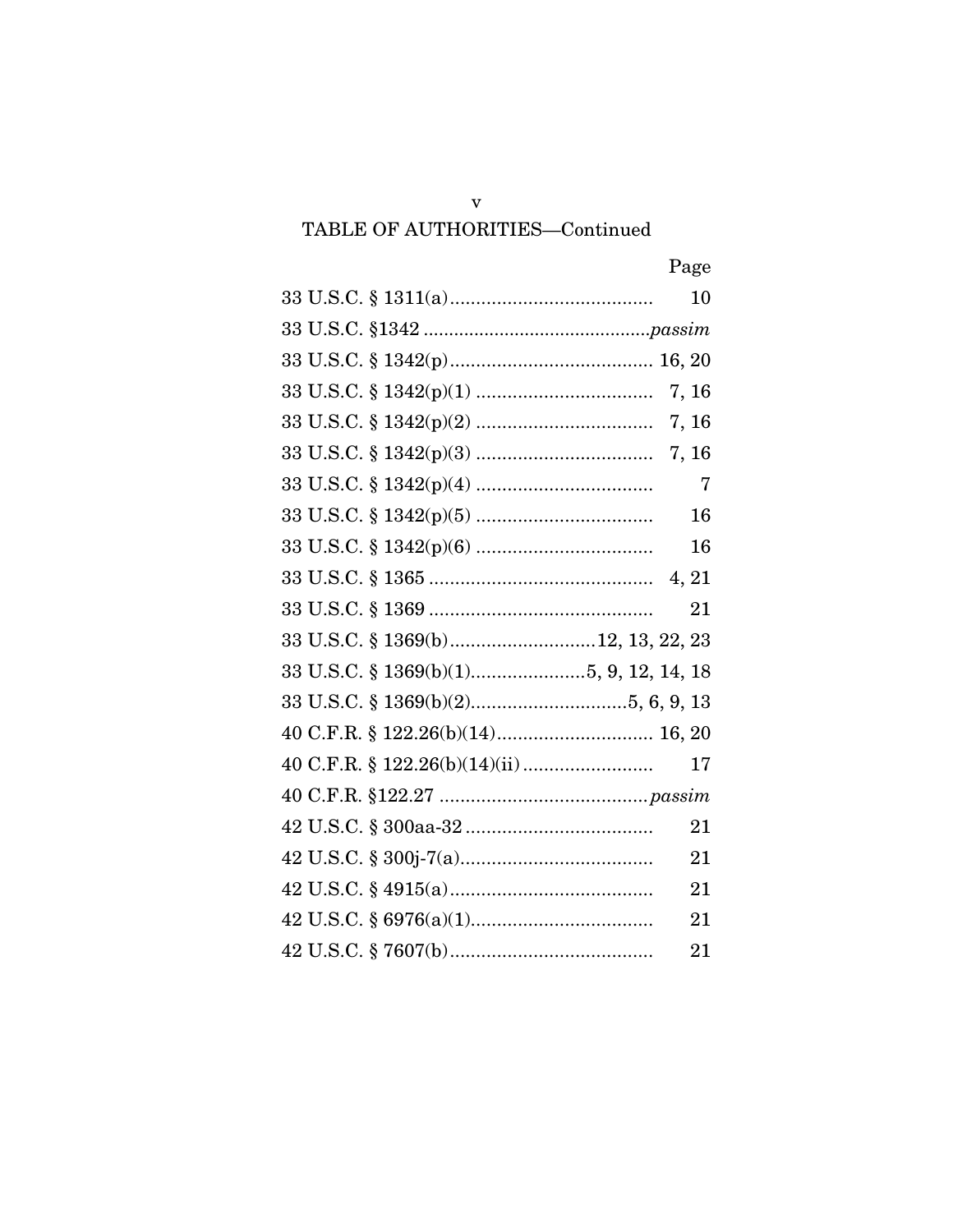TABLE OF AUTHORITIES—Continued

| | Page |
|---|---|
| 33 U.S.C. § 1311(a) | 10 |
| 33 U.S.C. §1342 | *passim* |
| 33 U.S.C. § 1342(p) | 16, 20 |
| 33 U.S.C. § 1342(p)(1) | 7, 16 |
| 33 U.S.C. § 1342(p)(2) | 7, 16 |
| 33 U.S.C. § 1342(p)(3) | 7, 16 |
| 33 U.S.C. § 1342(p)(4) | 7 |
| 33 U.S.C. § 1342(p)(5) | 16 |
| 33 U.S.C. § 1342(p)(6) | 16 |
| 33 U.S.C. § 1365 | 4, 21 |
| 33 U.S.C. § 1369 | 21 |
| 33 U.S.C. § 1369(b) | 12, 13, 22, 23 |
| 33 U.S.C. § 1369(b)(1) | 5, 9, 12, 14, 18 |
| 33 U.S.C. § 1369(b)(2) | 5, 6, 9, 13 |
| 40 C.F.R. § 122.26(b)(14) | 16, 20 |
| 40 C.F.R. § 122.26(b)(14)(ii) | 17 |
| 40 C.F.R. §122.27 | *passim* |
| 42 U.S.C. § 300aa-32 | 21 |
| 42 U.S.C. § 300j-7(a) | 21 |
| 42 U.S.C. § 4915(a) | 21 |
| 42 U.S.C. § 6976(a)(1) | 21 |
| 42 U.S.C. § 7607(b) | 21 |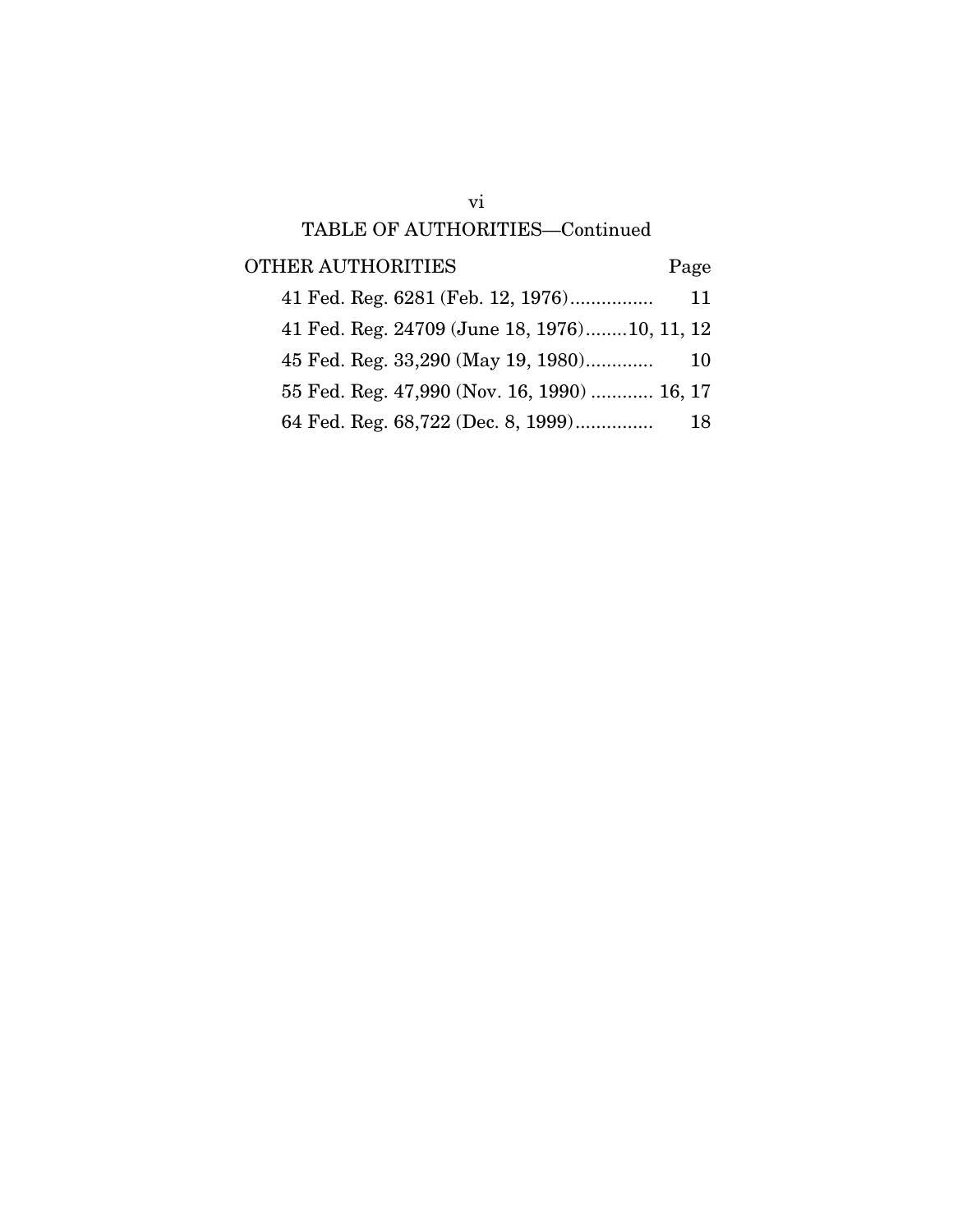TABLE OF AUTHORITIES—Continued

| OTHER AUTHORITIES | Page |
| --- | --- |
| 41 Fed. Reg. 6281 (Feb. 12, 1976) | 11 |
| 41 Fed. Reg. 24709 (June 18, 1976) | 10, 11, 12 |
| 45 Fed. Reg. 33,290 (May 19, 1980) | 10 |
| 55 Fed. Reg. 47,990 (Nov. 16, 1990) | 16, 17 |
| 64 Fed. Reg. 68,722 (Dec. 8, 1999) | 18 |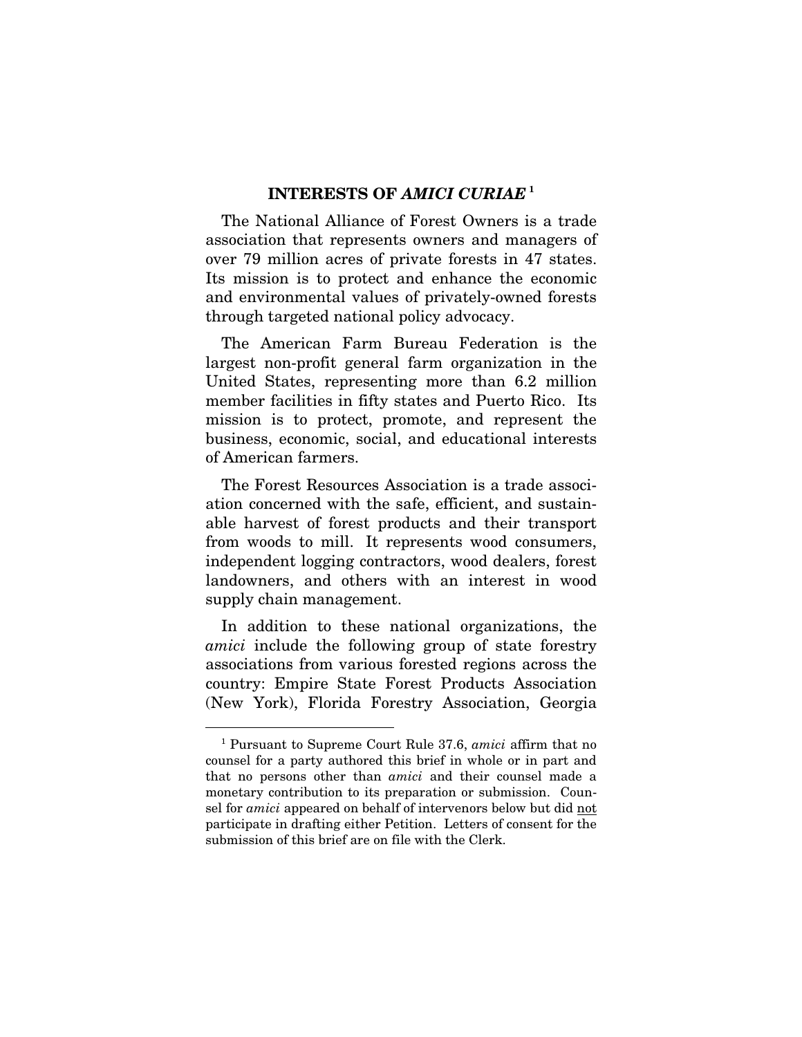## INTERESTS OF *AMICI CURIAE*[1]

The National Alliance of Forest Owners is a trade association that represents owners and managers of over 79 million acres of private forests in 47 states. Its mission is to protect and enhance the economic and environmental values of privately-owned forests through targeted national policy advocacy.

The American Farm Bureau Federation is the largest non-profit general farm organization in the United States, representing more than 6.2 million member facilities in fifty states and Puerto Rico. Its mission is to protect, promote, and represent the business, economic, social, and educational interests of American farmers.

The Forest Resources Association is a trade association concerned with the safe, efficient, and sustainable harvest of forest products and their transport from woods to mill. It represents wood consumers, independent logging contractors, wood dealers, forest landowners, and others with an interest in wood supply chain management.

In addition to these national organizations, the *amici* include the following group of state forestry associations from various forested regions across the country: Empire State Forest Products Association (New York), Florida Forestry Association, Georgia

---

[1] Pursuant to Supreme Court Rule 37.6, *amici* affirm that no counsel for a party authored this brief in whole or in part and that no persons other than *amici* and their counsel made a monetary contribution to its preparation or submission. Counsel for *amici* appeared on behalf of intervenors below but did not participate in drafting either Petition. Letters of consent for the submission of this brief are on file with the Clerk.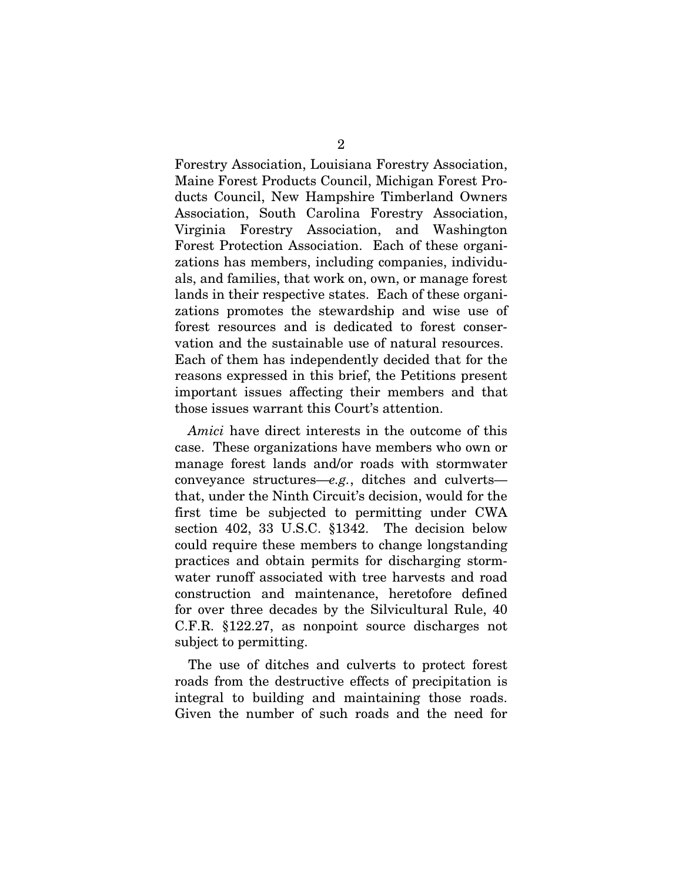Forestry Association, Louisiana Forestry Association, Maine Forest Products Council, Michigan Forest Products Council, New Hampshire Timberland Owners Association, South Carolina Forestry Association, Virginia Forestry Association, and Washington Forest Protection Association. Each of these organizations has members, including companies, individuals, and families, that work on, own, or manage forest lands in their respective states. Each of these organizations promotes the stewardship and wise use of forest resources and is dedicated to forest conservation and the sustainable use of natural resources. Each of them has independently decided that for the reasons expressed in this brief, the Petitions present important issues affecting their members and that those issues warrant this Court's attention.

*Amici* have direct interests in the outcome of this case. These organizations have members who own or manage forest lands and/or roads with stormwater conveyance structures—*e.g.*, ditches and culverts—that, under the Ninth Circuit's decision, would for the first time be subjected to permitting under CWA section 402, 33 U.S.C. §1342. The decision below could require these members to change longstanding practices and obtain permits for discharging stormwater runoff associated with tree harvests and road construction and maintenance, heretofore defined for over three decades by the Silvicultural Rule, 40 C.F.R. §122.27, as nonpoint source discharges not subject to permitting.

The use of ditches and culverts to protect forest roads from the destructive effects of precipitation is integral to building and maintaining those roads. Given the number of such roads and the need for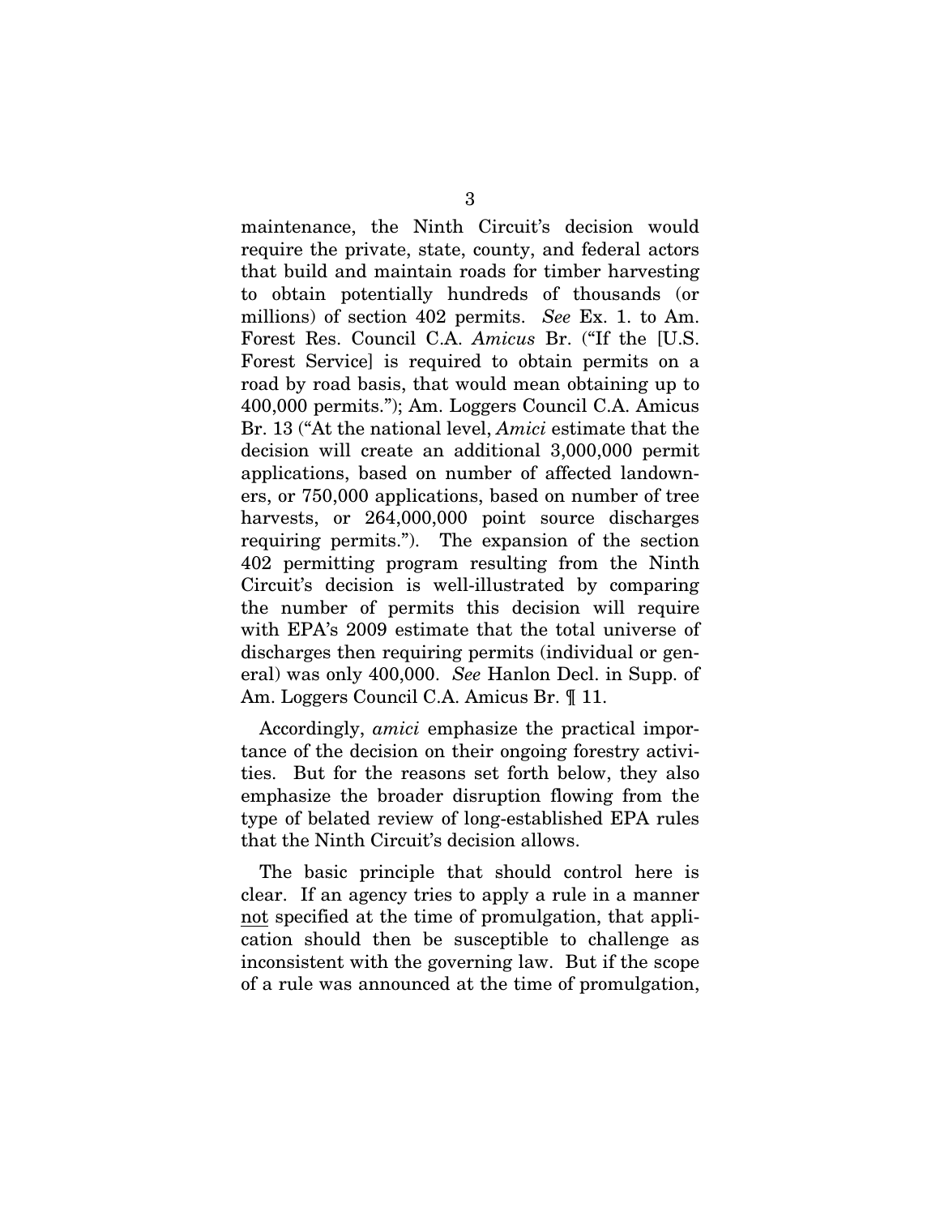maintenance, the Ninth Circuit's decision would require the private, state, county, and federal actors that build and maintain roads for timber harvesting to obtain potentially hundreds of thousands (or millions) of section 402 permits. *See* Ex. 1. to Am. Forest Res. Council C.A. *Amicus* Br. ("If the [U.S. Forest Service] is required to obtain permits on a road by road basis, that would mean obtaining up to 400,000 permits."); Am. Loggers Council C.A. Amicus Br. 13 ("At the national level, *Amici* estimate that the decision will create an additional 3,000,000 permit applications, based on number of affected landowners, or 750,000 applications, based on number of tree harvests, or 264,000,000 point source discharges requiring permits."). The expansion of the section 402 permitting program resulting from the Ninth Circuit's decision is well-illustrated by comparing the number of permits this decision will require with EPA's 2009 estimate that the total universe of discharges then requiring permits (individual or general) was only 400,000. *See* Hanlon Decl. in Supp. of Am. Loggers Council C.A. Amicus Br. ¶ 11.

Accordingly, *amici* emphasize the practical importance of the decision on their ongoing forestry activities. But for the reasons set forth below, they also emphasize the broader disruption flowing from the type of belated review of long-established EPA rules that the Ninth Circuit's decision allows.

The basic principle that should control here is clear. If an agency tries to apply a rule in a manner <u>not</u> specified at the time of promulgation, that application should then be susceptible to challenge as inconsistent with the governing law. But if the scope of a rule was announced at the time of promulgation,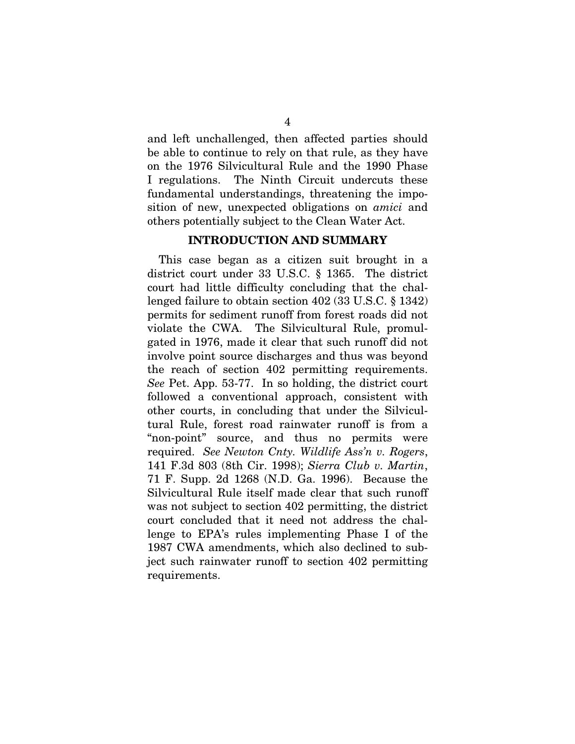and left unchallenged, then affected parties should be able to continue to rely on that rule, as they have on the 1976 Silvicultural Rule and the 1990 Phase I regulations. The Ninth Circuit undercuts these fundamental understandings, threatening the imposition of new, unexpected obligations on *amici* and others potentially subject to the Clean Water Act.

## INTRODUCTION AND SUMMARY

This case began as a citizen suit brought in a district court under 33 U.S.C. § 1365. The district court had little difficulty concluding that the challenged failure to obtain section 402 (33 U.S.C. § 1342) permits for sediment runoff from forest roads did not violate the CWA. The Silvicultural Rule, promulgated in 1976, made it clear that such runoff did not involve point source discharges and thus was beyond the reach of section 402 permitting requirements. *See* Pet. App. 53-77. In so holding, the district court followed a conventional approach, consistent with other courts, in concluding that under the Silvicultural Rule, forest road rainwater runoff is from a "non-point" source, and thus no permits were required. *See Newton Cnty. Wildlife Ass'n v. Rogers*, 141 F.3d 803 (8th Cir. 1998); *Sierra Club v. Martin*, 71 F. Supp. 2d 1268 (N.D. Ga. 1996). Because the Silvicultural Rule itself made clear that such runoff was not subject to section 402 permitting, the district court concluded that it need not address the challenge to EPA's rules implementing Phase I of the 1987 CWA amendments, which also declined to subject such rainwater runoff to section 402 permitting requirements.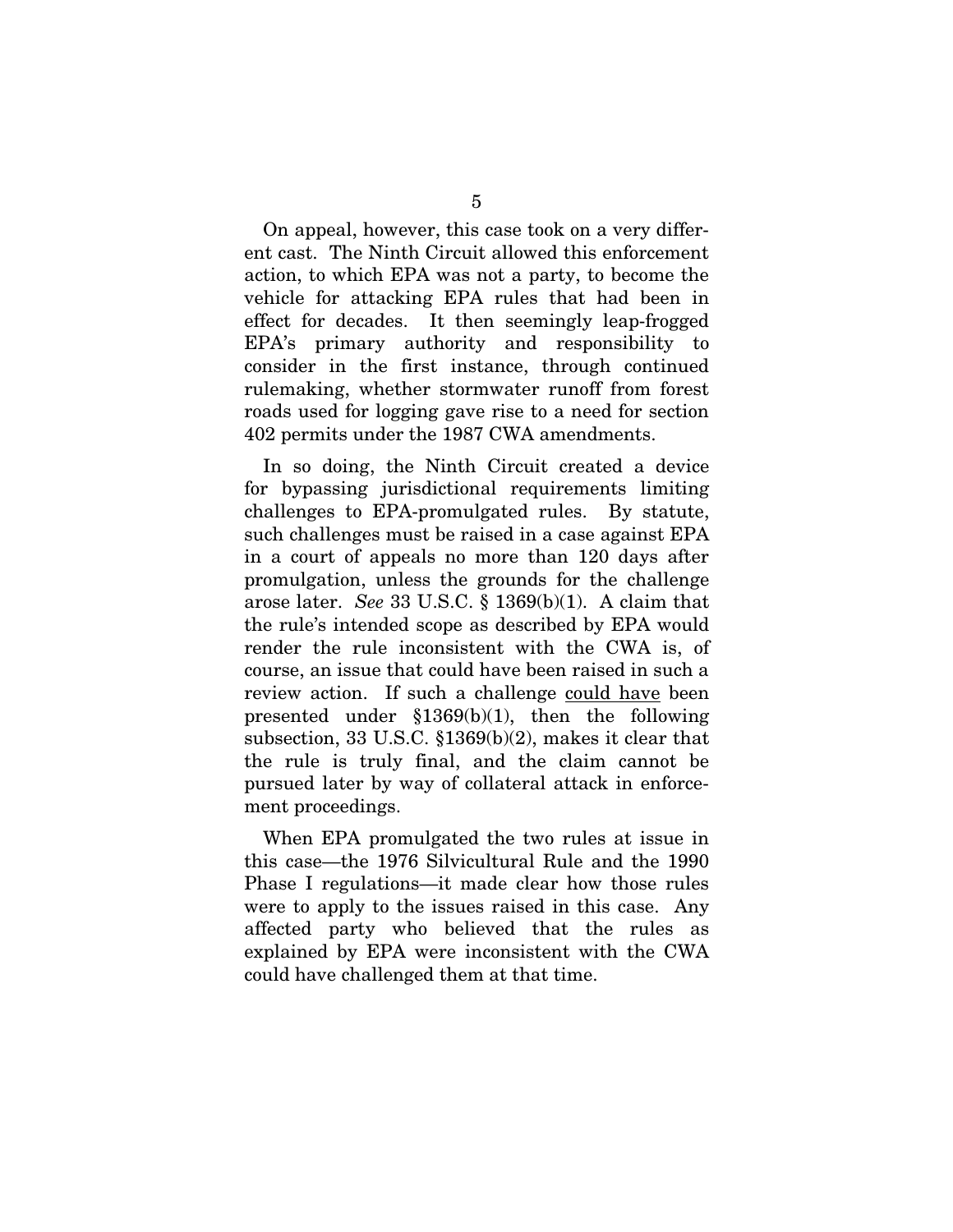On appeal, however, this case took on a very different cast. The Ninth Circuit allowed this enforcement action, to which EPA was not a party, to become the vehicle for attacking EPA rules that had been in effect for decades. It then seemingly leap-frogged EPA's primary authority and responsibility to consider in the first instance, through continued rulemaking, whether stormwater runoff from forest roads used for logging gave rise to a need for section 402 permits under the 1987 CWA amendments.

In so doing, the Ninth Circuit created a device for bypassing jurisdictional requirements limiting challenges to EPA-promulgated rules. By statute, such challenges must be raised in a case against EPA in a court of appeals no more than 120 days after promulgation, unless the grounds for the challenge arose later. *See* 33 U.S.C. § 1369(b)(1). A claim that the rule's intended scope as described by EPA would render the rule inconsistent with the CWA is, of course, an issue that could have been raised in such a review action. If such a challenge could have been presented under §1369(b)(1), then the following subsection, 33 U.S.C. §1369(b)(2), makes it clear that the rule is truly final, and the claim cannot be pursued later by way of collateral attack in enforcement proceedings.

When EPA promulgated the two rules at issue in this case—the 1976 Silvicultural Rule and the 1990 Phase I regulations—it made clear how those rules were to apply to the issues raised in this case. Any affected party who believed that the rules as explained by EPA were inconsistent with the CWA could have challenged them at that time.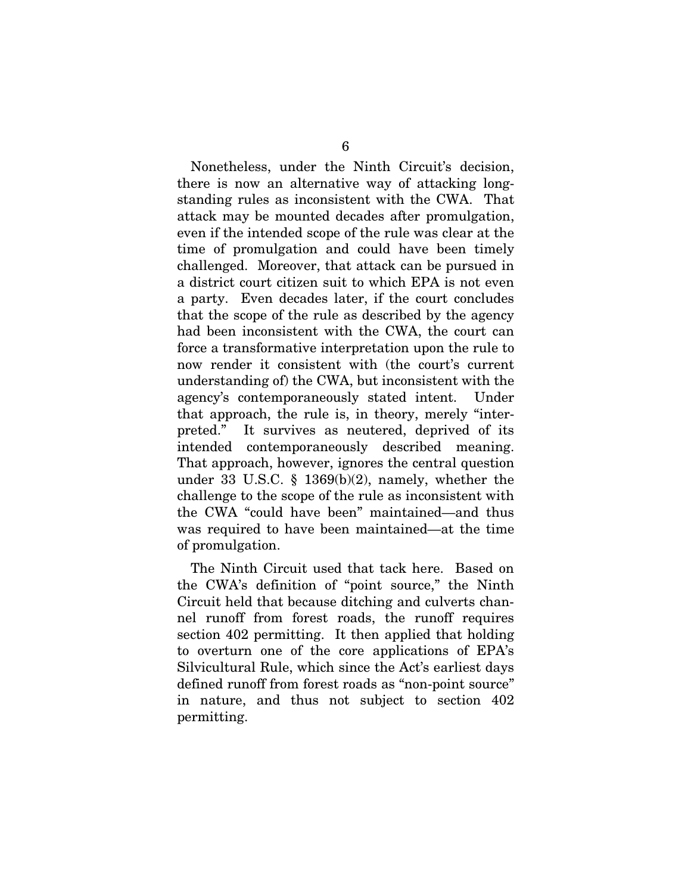Nonetheless, under the Ninth Circuit's decision, there is now an alternative way of attacking long-standing rules as inconsistent with the CWA. That attack may be mounted decades after promulgation, even if the intended scope of the rule was clear at the time of promulgation and could have been timely challenged. Moreover, that attack can be pursued in a district court citizen suit to which EPA is not even a party. Even decades later, if the court concludes that the scope of the rule as described by the agency had been inconsistent with the CWA, the court can force a transformative interpretation upon the rule to now render it consistent with (the court's current understanding of) the CWA, but inconsistent with the agency's contemporaneously stated intent. Under that approach, the rule is, in theory, merely "interpreted." It survives as neutered, deprived of its intended contemporaneously described meaning. That approach, however, ignores the central question under 33 U.S.C. § 1369(b)(2), namely, whether the challenge to the scope of the rule as inconsistent with the CWA "could have been" maintained—and thus was required to have been maintained—at the time of promulgation.

The Ninth Circuit used that tack here. Based on the CWA's definition of "point source," the Ninth Circuit held that because ditching and culverts channel runoff from forest roads, the runoff requires section 402 permitting. It then applied that holding to overturn one of the core applications of EPA's Silvicultural Rule, which since the Act's earliest days defined runoff from forest roads as "non-point source" in nature, and thus not subject to section 402 permitting.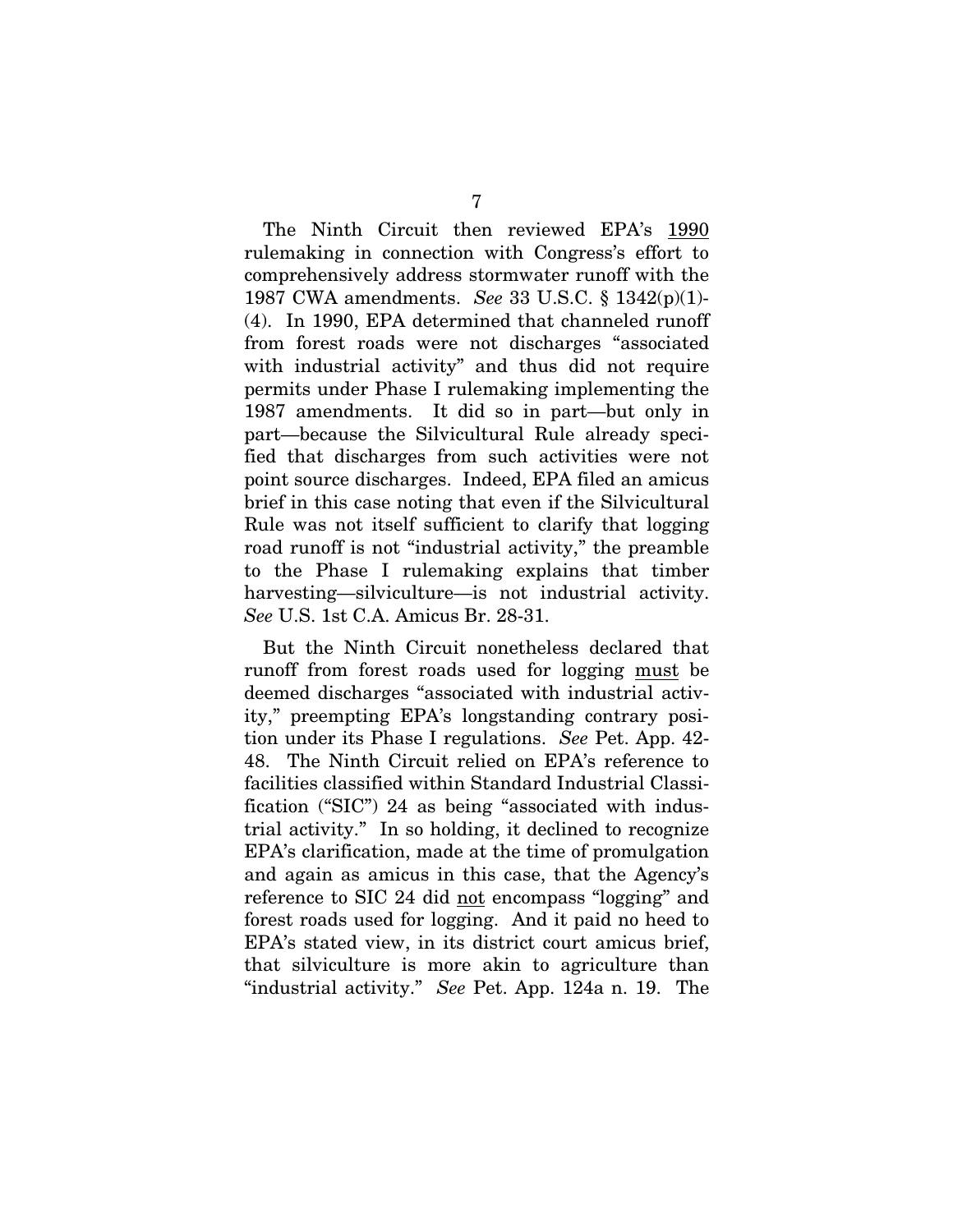The Ninth Circuit then reviewed EPA's 1990 rulemaking in connection with Congress's effort to comprehensively address stormwater runoff with the 1987 CWA amendments. *See* 33 U.S.C. § 1342(p)(1)-(4). In 1990, EPA determined that channeled runoff from forest roads were not discharges "associated with industrial activity" and thus did not require permits under Phase I rulemaking implementing the 1987 amendments. It did so in part—but only in part—because the Silvicultural Rule already specified that discharges from such activities were not point source discharges. Indeed, EPA filed an amicus brief in this case noting that even if the Silvicultural Rule was not itself sufficient to clarify that logging road runoff is not "industrial activity," the preamble to the Phase I rulemaking explains that timber harvesting—silviculture—is not industrial activity. *See* U.S. 1st C.A. Amicus Br. 28-31.

But the Ninth Circuit nonetheless declared that runoff from forest roads used for logging must be deemed discharges "associated with industrial activity," preempting EPA's longstanding contrary position under its Phase I regulations. *See* Pet. App. 42-48. The Ninth Circuit relied on EPA's reference to facilities classified within Standard Industrial Classification ("SIC") 24 as being "associated with industrial activity." In so holding, it declined to recognize EPA's clarification, made at the time of promulgation and again as amicus in this case, that the Agency's reference to SIC 24 did not encompass "logging" and forest roads used for logging. And it paid no heed to EPA's stated view, in its district court amicus brief, that silviculture is more akin to agriculture than "industrial activity." *See* Pet. App. 124a n. 19. The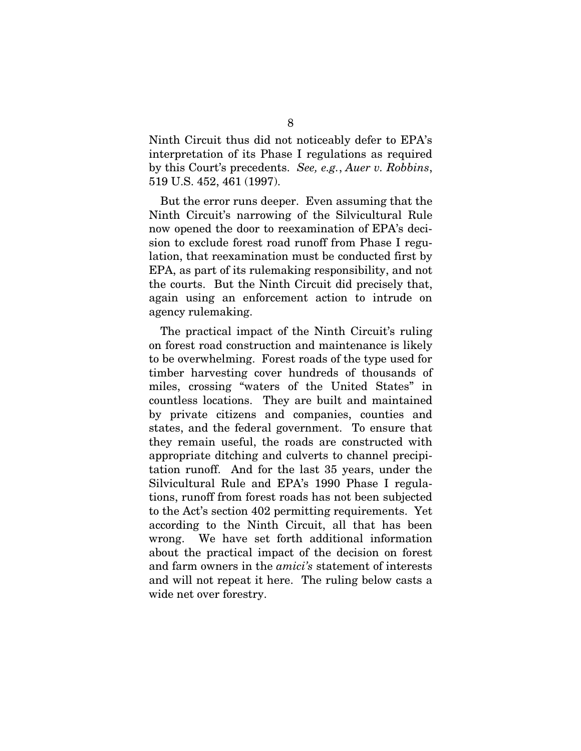Ninth Circuit thus did not noticeably defer to EPA's interpretation of its Phase I regulations as required by this Court's precedents. *See, e.g.*, *Auer v. Robbins*, 519 U.S. 452, 461 (1997).

But the error runs deeper. Even assuming that the Ninth Circuit's narrowing of the Silvicultural Rule now opened the door to reexamination of EPA's decision to exclude forest road runoff from Phase I regulation, that reexamination must be conducted first by EPA, as part of its rulemaking responsibility, and not the courts. But the Ninth Circuit did precisely that, again using an enforcement action to intrude on agency rulemaking.

The practical impact of the Ninth Circuit's ruling on forest road construction and maintenance is likely to be overwhelming. Forest roads of the type used for timber harvesting cover hundreds of thousands of miles, crossing "waters of the United States" in countless locations. They are built and maintained by private citizens and companies, counties and states, and the federal government. To ensure that they remain useful, the roads are constructed with appropriate ditching and culverts to channel precipitation runoff. And for the last 35 years, under the Silvicultural Rule and EPA's 1990 Phase I regulations, runoff from forest roads has not been subjected to the Act's section 402 permitting requirements. Yet according to the Ninth Circuit, all that has been wrong. We have set forth additional information about the practical impact of the decision on forest and farm owners in the *amici's* statement of interests and will not repeat it here. The ruling below casts a wide net over forestry.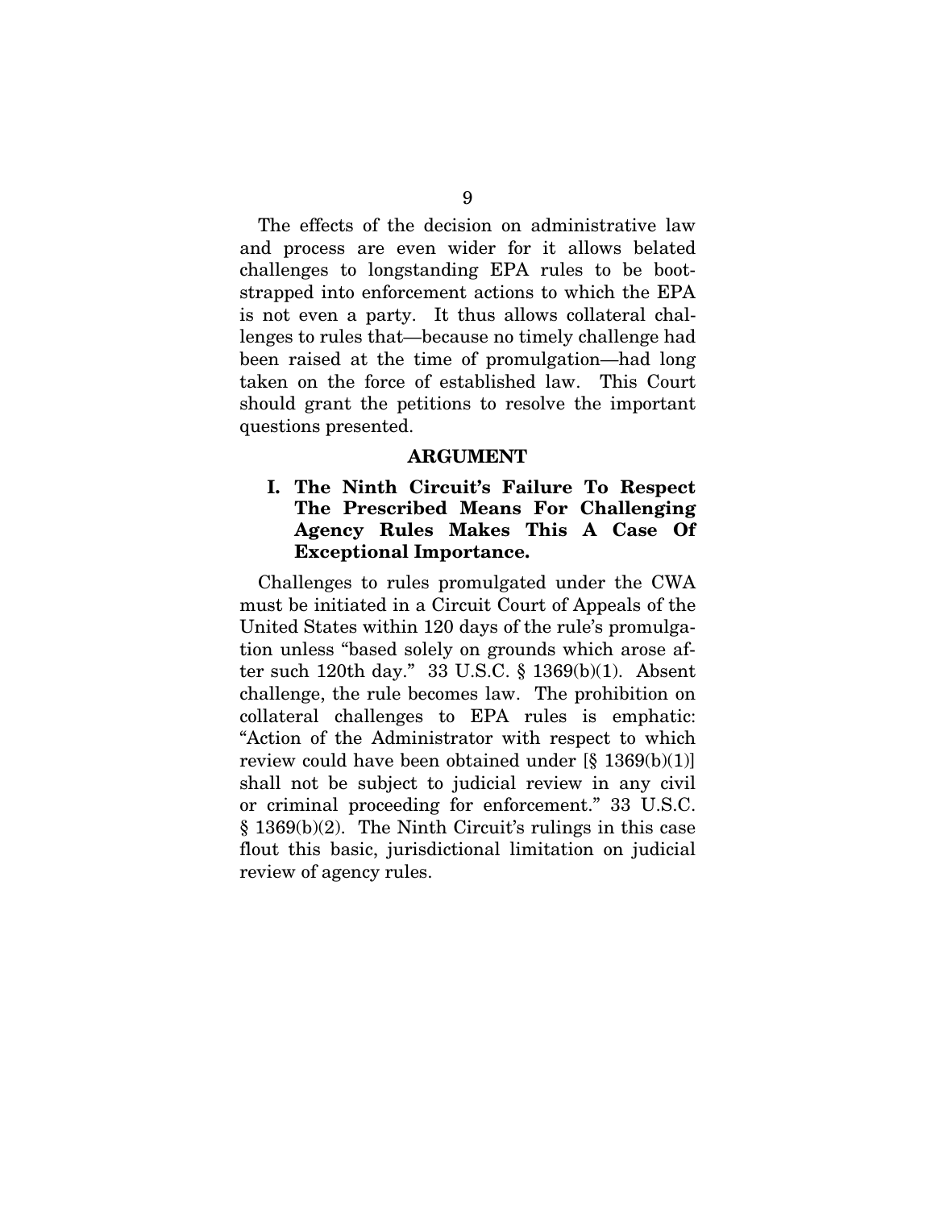The effects of the decision on administrative law and process are even wider for it allows belated challenges to longstanding EPA rules to be bootstrapped into enforcement actions to which the EPA is not even a party. It thus allows collateral challenges to rules that—because no timely challenge had been raised at the time of promulgation—had long taken on the force of established law. This Court should grant the petitions to resolve the important questions presented.

## ARGUMENT

### I. The Ninth Circuit's Failure To Respect The Prescribed Means For Challenging Agency Rules Makes This A Case Of Exceptional Importance.

Challenges to rules promulgated under the CWA must be initiated in a Circuit Court of Appeals of the United States within 120 days of the rule's promulgation unless "based solely on grounds which arose after such 120th day." 33 U.S.C. § 1369(b)(1). Absent challenge, the rule becomes law. The prohibition on collateral challenges to EPA rules is emphatic: "Action of the Administrator with respect to which review could have been obtained under [§ 1369(b)(1)] shall not be subject to judicial review in any civil or criminal proceeding for enforcement." 33 U.S.C. § 1369(b)(2). The Ninth Circuit's rulings in this case flout this basic, jurisdictional limitation on judicial review of agency rules.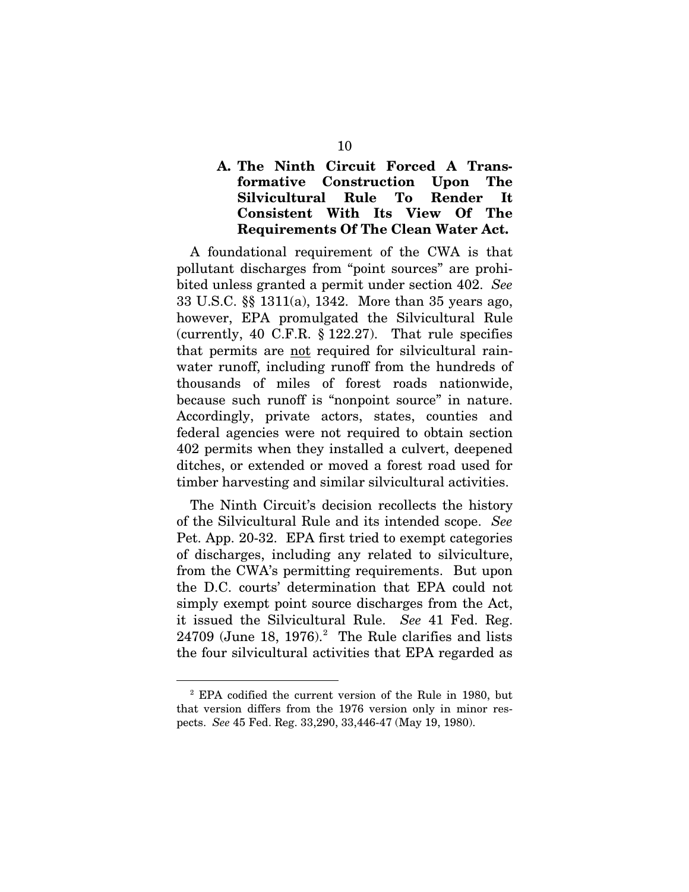### A. The Ninth Circuit Forced A Transformative Construction Upon The Silvicultural Rule To Render It Consistent With Its View Of The Requirements Of The Clean Water Act.

A foundational requirement of the CWA is that pollutant discharges from "point sources" are prohibited unless granted a permit under section 402. *See* 33 U.S.C. §§ 1311(a), 1342. More than 35 years ago, however, EPA promulgated the Silvicultural Rule (currently, 40 C.F.R. § 122.27). That rule specifies that permits are <u>not</u> required for silvicultural rainwater runoff, including runoff from the hundreds of thousands of miles of forest roads nationwide, because such runoff is "nonpoint source" in nature. Accordingly, private actors, states, counties and federal agencies were not required to obtain section 402 permits when they installed a culvert, deepened ditches, or extended or moved a forest road used for timber harvesting and similar silvicultural activities.

The Ninth Circuit's decision recollects the history of the Silvicultural Rule and its intended scope. *See* Pet. App. 20-32. EPA first tried to exempt categories of discharges, including any related to silviculture, from the CWA's permitting requirements. But upon the D.C. courts' determination that EPA could not simply exempt point source discharges from the Act, it issued the Silvicultural Rule. *See* 41 Fed. Reg. 24709 (June 18, 1976).[2] The Rule clarifies and lists the four silvicultural activities that EPA regarded as

---

[2] EPA codified the current version of the Rule in 1980, but that version differs from the 1976 version only in minor respects. *See* 45 Fed. Reg. 33,290, 33,446-47 (May 19, 1980).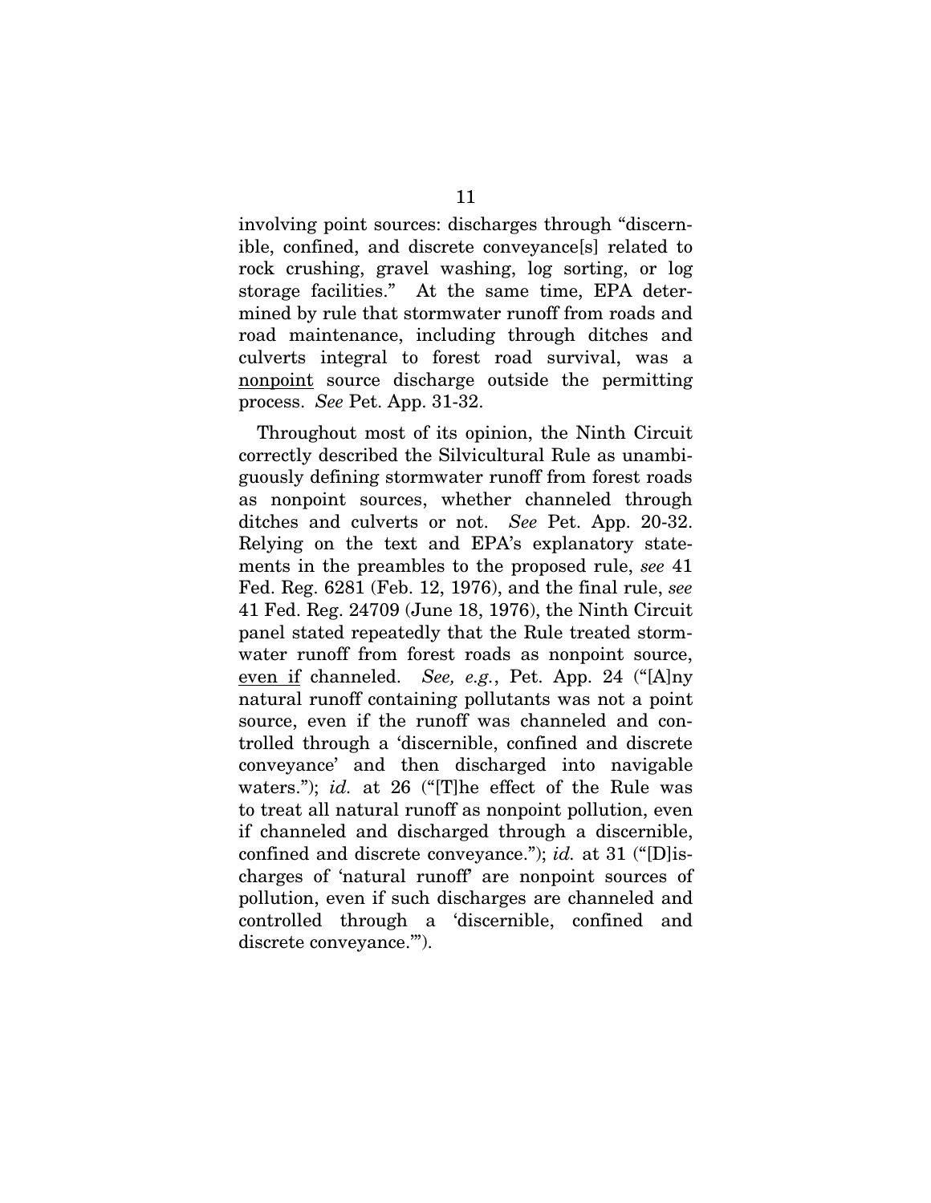involving point sources: discharges through "discernible, confined, and discrete conveyance[s] related to rock crushing, gravel washing, log sorting, or log storage facilities." At the same time, EPA determined by rule that stormwater runoff from roads and road maintenance, including through ditches and culverts integral to forest road survival, was a <u>nonpoint</u> source discharge outside the permitting process. *See* Pet. App. 31-32.

Throughout most of its opinion, the Ninth Circuit correctly described the Silvicultural Rule as unambiguously defining stormwater runoff from forest roads as nonpoint sources, whether channeled through ditches and culverts or not. *See* Pet. App. 20-32. Relying on the text and EPA's explanatory statements in the preambles to the proposed rule, *see* 41 Fed. Reg. 6281 (Feb. 12, 1976), and the final rule, *see* 41 Fed. Reg. 24709 (June 18, 1976), the Ninth Circuit panel stated repeatedly that the Rule treated stormwater runoff from forest roads as nonpoint source, <u>even if</u> channeled. *See, e.g.*, Pet. App. 24 ("[A]ny natural runoff containing pollutants was not a point source, even if the runoff was channeled and controlled through a 'discernible, confined and discrete conveyance' and then discharged into navigable waters."); *id.* at 26 ("[T]he effect of the Rule was to treat all natural runoff as nonpoint pollution, even if channeled and discharged through a discernible, confined and discrete conveyance."); *id.* at 31 ("[D]ischarges of 'natural runoff' are nonpoint sources of pollution, even if such discharges are channeled and controlled through a 'discernible, confined and discrete conveyance.'").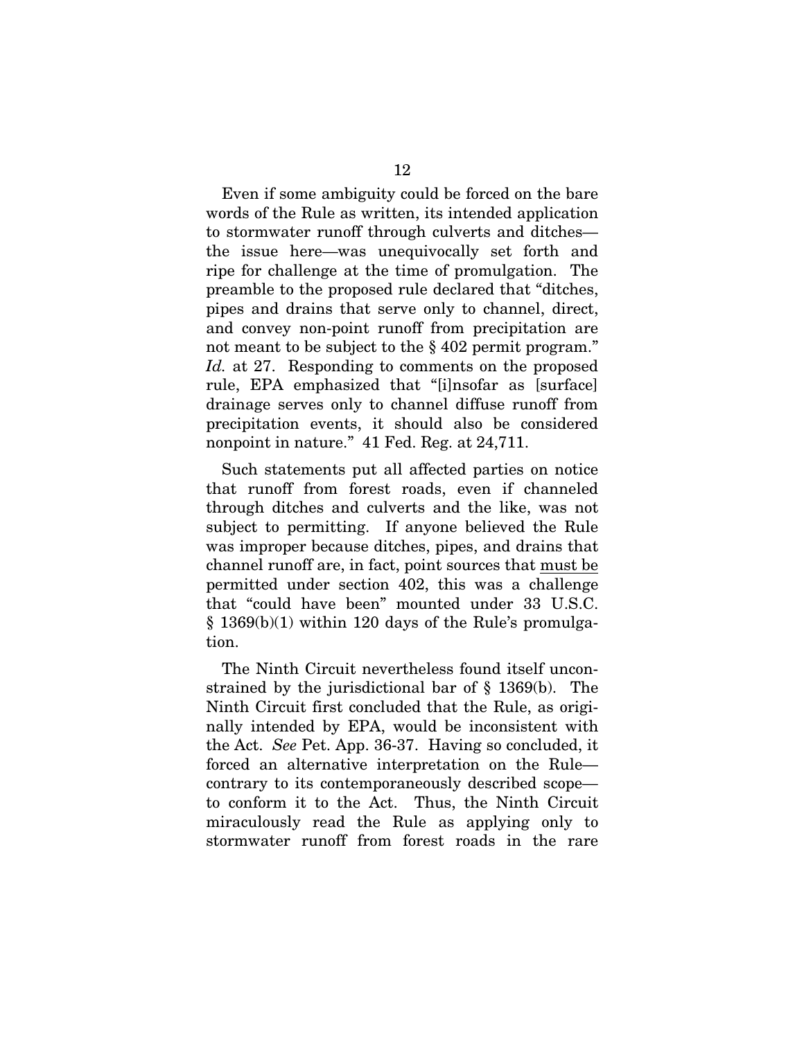Even if some ambiguity could be forced on the bare words of the Rule as written, its intended application to stormwater runoff through culverts and ditches—the issue here—was unequivocally set forth and ripe for challenge at the time of promulgation. The preamble to the proposed rule declared that "ditches, pipes and drains that serve only to channel, direct, and convey non-point runoff from precipitation are not meant to be subject to the § 402 permit program." *Id.* at 27. Responding to comments on the proposed rule, EPA emphasized that "[i]nsofar as [surface] drainage serves only to channel diffuse runoff from precipitation events, it should also be considered nonpoint in nature." 41 Fed. Reg. at 24,711.

Such statements put all affected parties on notice that runoff from forest roads, even if channeled through ditches and culverts and the like, was not subject to permitting. If anyone believed the Rule was improper because ditches, pipes, and drains that channel runoff are, in fact, point sources that <u>must be</u> permitted under section 402, this was a challenge that "could have been" mounted under 33 U.S.C. § 1369(b)(1) within 120 days of the Rule's promulgation.

The Ninth Circuit nevertheless found itself unconstrained by the jurisdictional bar of § 1369(b). The Ninth Circuit first concluded that the Rule, as originally intended by EPA, would be inconsistent with the Act. *See* Pet. App. 36-37. Having so concluded, it forced an alternative interpretation on the Rule—contrary to its contemporaneously described scope—to conform it to the Act. Thus, the Ninth Circuit miraculously read the Rule as applying only to stormwater runoff from forest roads in the rare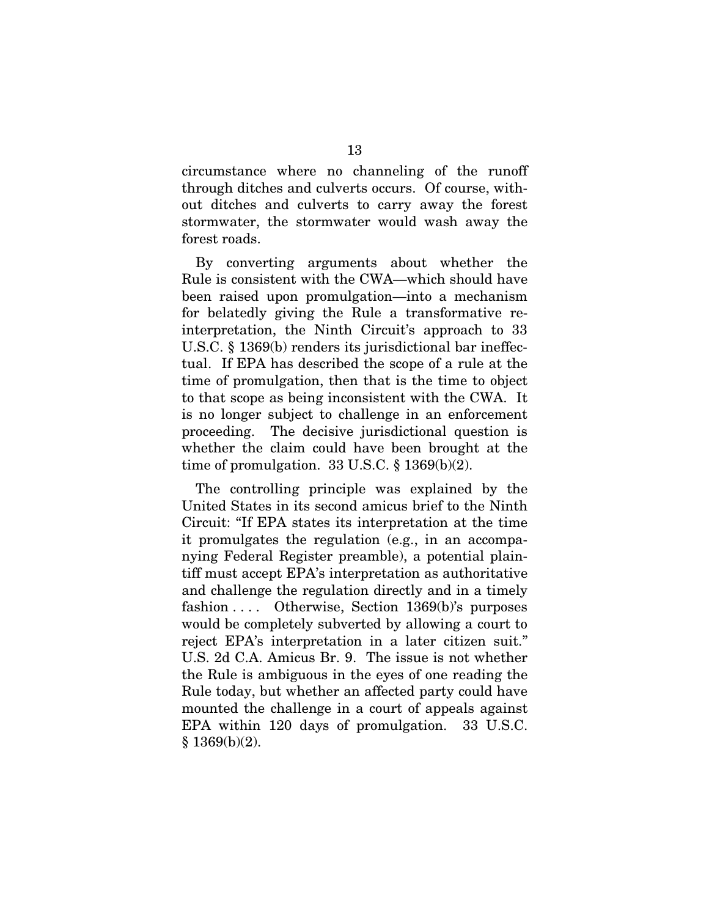circumstance where no channeling of the runoff through ditches and culverts occurs. Of course, without ditches and culverts to carry away the forest stormwater, the stormwater would wash away the forest roads.

By converting arguments about whether the Rule is consistent with the CWA—which should have been raised upon promulgation—into a mechanism for belatedly giving the Rule a transformative reinterpretation, the Ninth Circuit's approach to 33 U.S.C. § 1369(b) renders its jurisdictional bar ineffectual. If EPA has described the scope of a rule at the time of promulgation, then that is the time to object to that scope as being inconsistent with the CWA. It is no longer subject to challenge in an enforcement proceeding. The decisive jurisdictional question is whether the claim could have been brought at the time of promulgation. 33 U.S.C. § 1369(b)(2).

The controlling principle was explained by the United States in its second amicus brief to the Ninth Circuit: "If EPA states its interpretation at the time it promulgates the regulation (e.g., in an accompanying Federal Register preamble), a potential plaintiff must accept EPA's interpretation as authoritative and challenge the regulation directly and in a timely fashion . . . . Otherwise, Section 1369(b)'s purposes would be completely subverted by allowing a court to reject EPA's interpretation in a later citizen suit." U.S. 2d C.A. Amicus Br. 9. The issue is not whether the Rule is ambiguous in the eyes of one reading the Rule today, but whether an affected party could have mounted the challenge in a court of appeals against EPA within 120 days of promulgation. 33 U.S.C. § 1369(b)(2).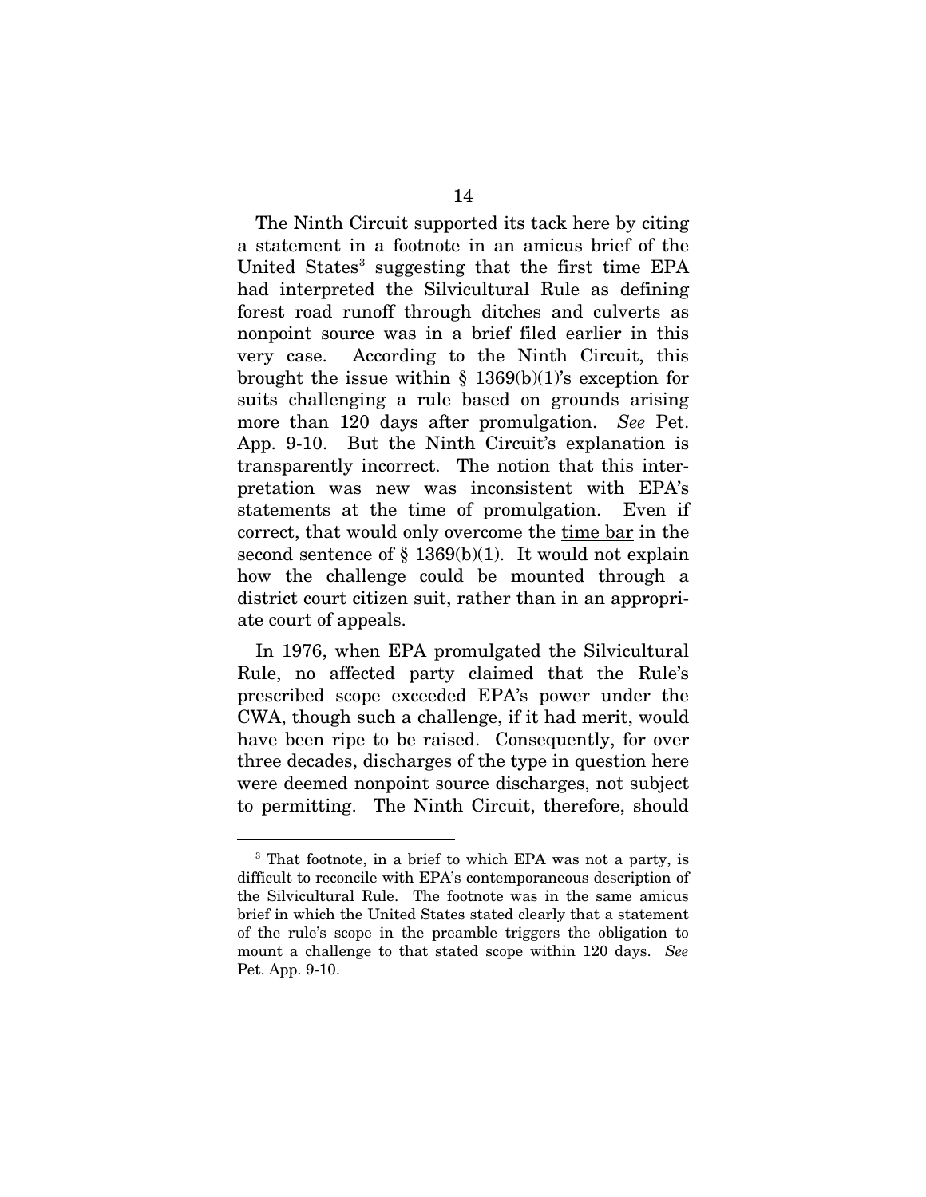The Ninth Circuit supported its tack here by citing a statement in a footnote in an amicus brief of the United States[3] suggesting that the first time EPA had interpreted the Silvicultural Rule as defining forest road runoff through ditches and culverts as nonpoint source was in a brief filed earlier in this very case. According to the Ninth Circuit, this brought the issue within § 1369(b)(1)'s exception for suits challenging a rule based on grounds arising more than 120 days after promulgation. *See* Pet. App. 9-10. But the Ninth Circuit's explanation is transparently incorrect. The notion that this interpretation was new was inconsistent with EPA's statements at the time of promulgation. Even if correct, that would only overcome the time bar in the second sentence of § 1369(b)(1). It would not explain how the challenge could be mounted through a district court citizen suit, rather than in an appropriate court of appeals.

In 1976, when EPA promulgated the Silvicultural Rule, no affected party claimed that the Rule's prescribed scope exceeded EPA's power under the CWA, though such a challenge, if it had merit, would have been ripe to be raised. Consequently, for over three decades, discharges of the type in question here were deemed nonpoint source discharges, not subject to permitting. The Ninth Circuit, therefore, should

---

[3] That footnote, in a brief to which EPA was not a party, is difficult to reconcile with EPA's contemporaneous description of the Silvicultural Rule. The footnote was in the same amicus brief in which the United States stated clearly that a statement of the rule's scope in the preamble triggers the obligation to mount a challenge to that stated scope within 120 days. *See* Pet. App. 9-10.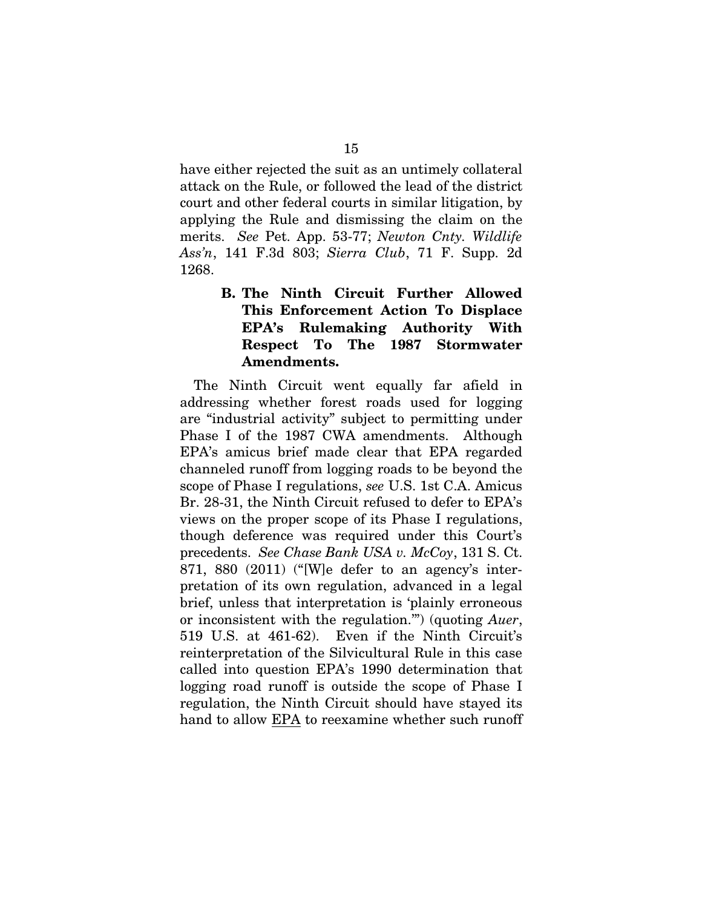have either rejected the suit as an untimely collateral attack on the Rule, or followed the lead of the district court and other federal courts in similar litigation, by applying the Rule and dismissing the claim on the merits. *See* Pet. App. 53-77; *Newton Cnty. Wildlife Ass'n*, 141 F.3d 803; *Sierra Club*, 71 F. Supp. 2d 1268.

### B. The Ninth Circuit Further Allowed This Enforcement Action To Displace EPA's Rulemaking Authority With Respect To The 1987 Stormwater Amendments.

The Ninth Circuit went equally far afield in addressing whether forest roads used for logging are "industrial activity" subject to permitting under Phase I of the 1987 CWA amendments. Although EPA's amicus brief made clear that EPA regarded channeled runoff from logging roads to be beyond the scope of Phase I regulations, *see* U.S. 1st C.A. Amicus Br. 28-31, the Ninth Circuit refused to defer to EPA's views on the proper scope of its Phase I regulations, though deference was required under this Court's precedents. *See Chase Bank USA v. McCoy*, 131 S. Ct. 871, 880 (2011) ("[W]e defer to an agency's interpretation of its own regulation, advanced in a legal brief, unless that interpretation is 'plainly erroneous or inconsistent with the regulation.'") (quoting *Auer*, 519 U.S. at 461-62). Even if the Ninth Circuit's reinterpretation of the Silvicultural Rule in this case called into question EPA's 1990 determination that logging road runoff is outside the scope of Phase I regulation, the Ninth Circuit should have stayed its hand to allow EPA to reexamine whether such runoff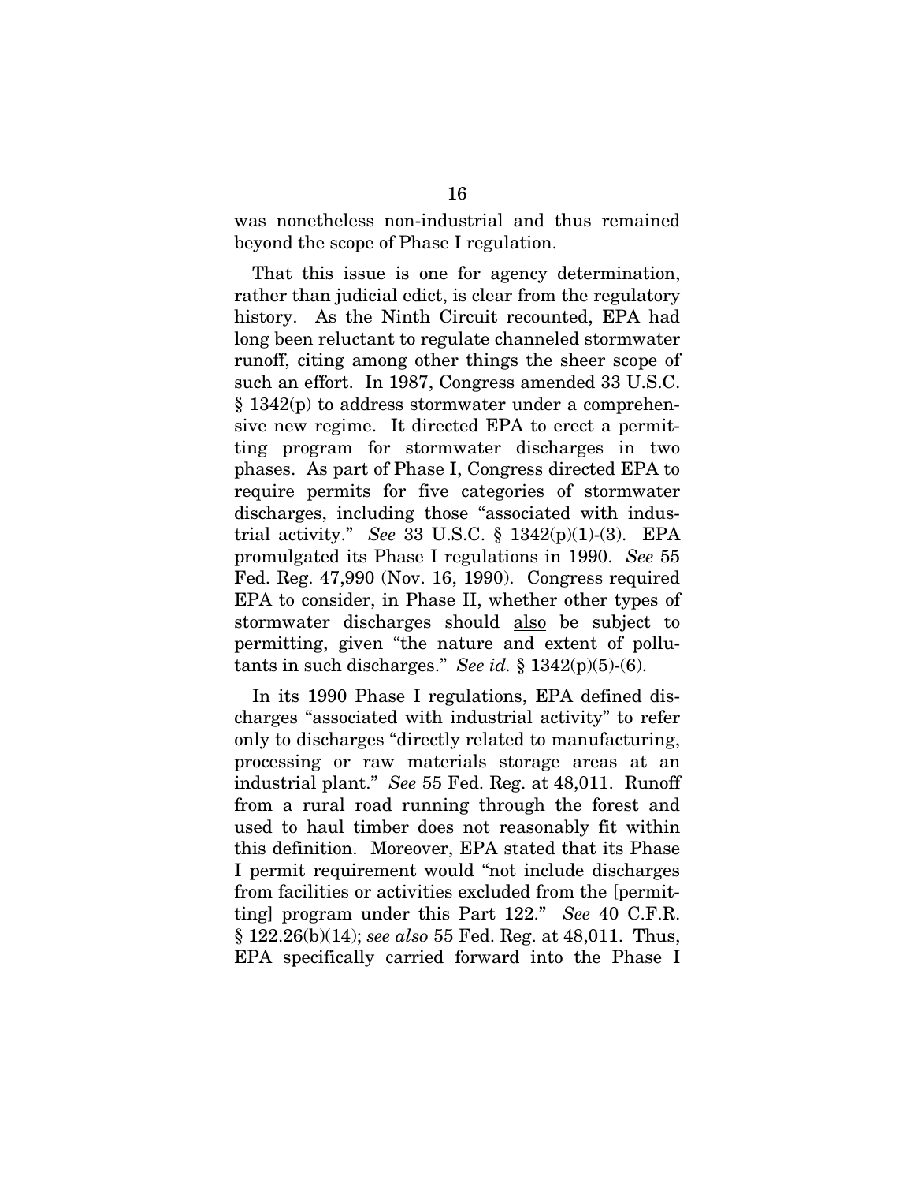was nonetheless non-industrial and thus remained beyond the scope of Phase I regulation.

That this issue is one for agency determination, rather than judicial edict, is clear from the regulatory history. As the Ninth Circuit recounted, EPA had long been reluctant to regulate channeled stormwater runoff, citing among other things the sheer scope of such an effort. In 1987, Congress amended 33 U.S.C. § 1342(p) to address stormwater under a comprehensive new regime. It directed EPA to erect a permitting program for stormwater discharges in two phases. As part of Phase I, Congress directed EPA to require permits for five categories of stormwater discharges, including those "associated with industrial activity." *See* 33 U.S.C. § 1342(p)(1)-(3). EPA promulgated its Phase I regulations in 1990. *See* 55 Fed. Reg. 47,990 (Nov. 16, 1990). Congress required EPA to consider, in Phase II, whether other types of stormwater discharges should <u>also</u> be subject to permitting, given "the nature and extent of pollutants in such discharges." *See id.* § 1342(p)(5)-(6).

In its 1990 Phase I regulations, EPA defined discharges "associated with industrial activity" to refer only to discharges "directly related to manufacturing, processing or raw materials storage areas at an industrial plant." *See* 55 Fed. Reg. at 48,011. Runoff from a rural road running through the forest and used to haul timber does not reasonably fit within this definition. Moreover, EPA stated that its Phase I permit requirement would "not include discharges from facilities or activities excluded from the [permitting] program under this Part 122." *See* 40 C.F.R. § 122.26(b)(14); *see also* 55 Fed. Reg. at 48,011. Thus, EPA specifically carried forward into the Phase I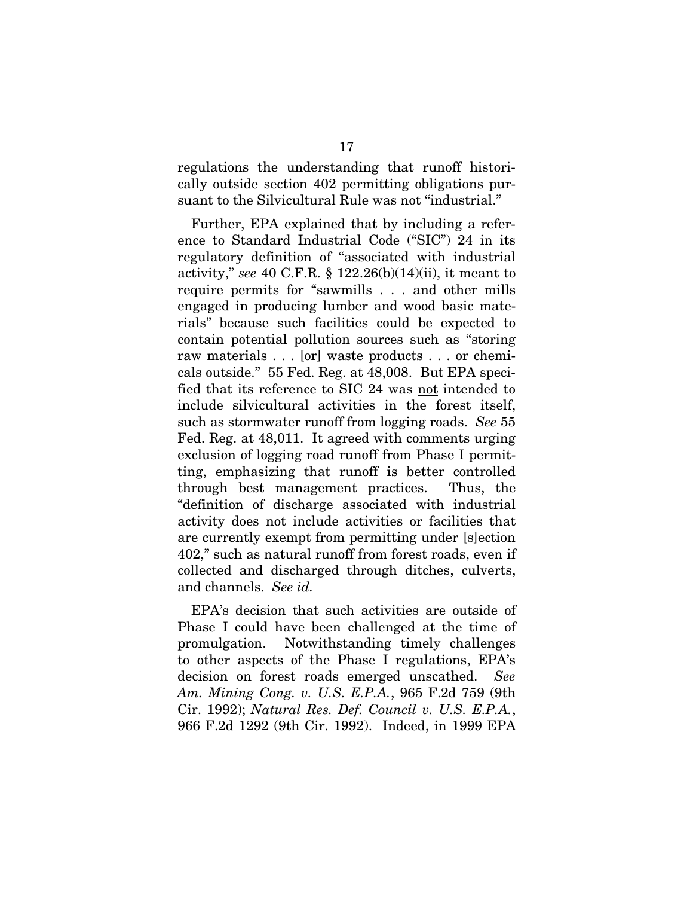regulations the understanding that runoff historically outside section 402 permitting obligations pursuant to the Silvicultural Rule was not "industrial."

Further, EPA explained that by including a reference to Standard Industrial Code ("SIC") 24 in its regulatory definition of "associated with industrial activity," *see* 40 C.F.R. § 122.26(b)(14)(ii), it meant to require permits for "sawmills . . . and other mills engaged in producing lumber and wood basic materials" because such facilities could be expected to contain potential pollution sources such as "storing raw materials . . . [or] waste products . . . or chemicals outside." 55 Fed. Reg. at 48,008. But EPA specified that its reference to SIC 24 was <u>not</u> intended to include silvicultural activities in the forest itself, such as stormwater runoff from logging roads. *See* 55 Fed. Reg. at 48,011. It agreed with comments urging exclusion of logging road runoff from Phase I permitting, emphasizing that runoff is better controlled through best management practices. Thus, the "definition of discharge associated with industrial activity does not include activities or facilities that are currently exempt from permitting under [s]ection 402," such as natural runoff from forest roads, even if collected and discharged through ditches, culverts, and channels. *See id.*

EPA's decision that such activities are outside of Phase I could have been challenged at the time of promulgation. Notwithstanding timely challenges to other aspects of the Phase I regulations, EPA's decision on forest roads emerged unscathed. *See Am. Mining Cong. v. U.S. E.P.A.*, 965 F.2d 759 (9th Cir. 1992); *Natural Res. Def. Council v. U.S. E.P.A.*, 966 F.2d 1292 (9th Cir. 1992). Indeed, in 1999 EPA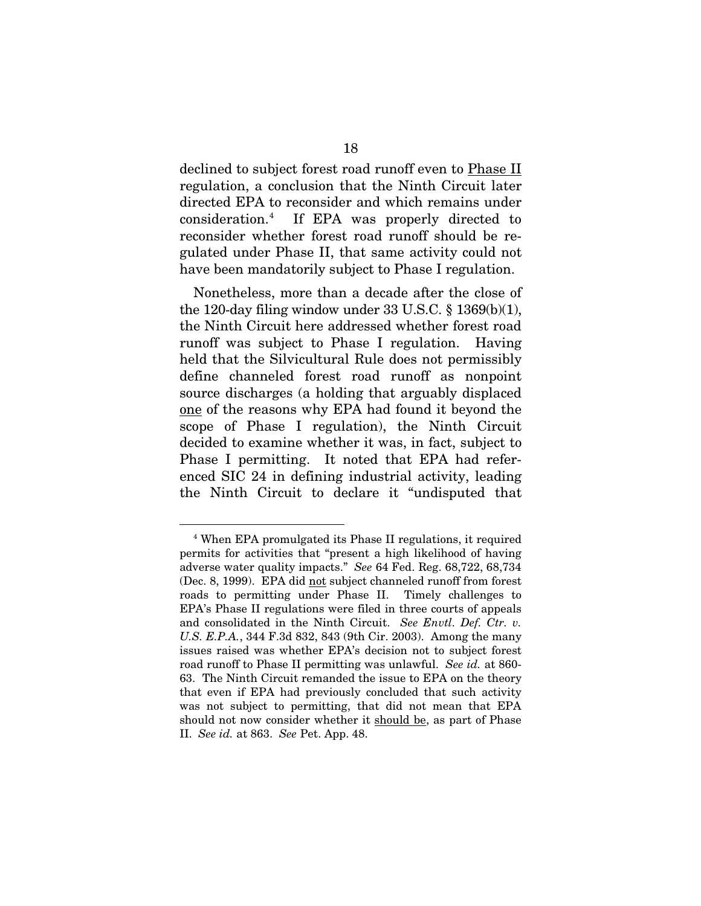declined to subject forest road runoff even to Phase II regulation, a conclusion that the Ninth Circuit later directed EPA to reconsider and which remains under consideration.[4] If EPA was properly directed to reconsider whether forest road runoff should be regulated under Phase II, that same activity could not have been mandatorily subject to Phase I regulation.

Nonetheless, more than a decade after the close of the 120-day filing window under 33 U.S.C. § 1369(b)(1), the Ninth Circuit here addressed whether forest road runoff was subject to Phase I regulation. Having held that the Silvicultural Rule does not permissibly define channeled forest road runoff as nonpoint source discharges (a holding that arguably displaced one of the reasons why EPA had found it beyond the scope of Phase I regulation), the Ninth Circuit decided to examine whether it was, in fact, subject to Phase I permitting. It noted that EPA had referenced SIC 24 in defining industrial activity, leading the Ninth Circuit to declare it "undisputed that

---

[4] When EPA promulgated its Phase II regulations, it required permits for activities that "present a high likelihood of having adverse water quality impacts." *See* 64 Fed. Reg. 68,722, 68,734 (Dec. 8, 1999). EPA did not subject channeled runoff from forest roads to permitting under Phase II. Timely challenges to EPA's Phase II regulations were filed in three courts of appeals and consolidated in the Ninth Circuit. *See Envtl. Def. Ctr. v. U.S. E.P.A.*, 344 F.3d 832, 843 (9th Cir. 2003). Among the many issues raised was whether EPA's decision not to subject forest road runoff to Phase II permitting was unlawful. *See id.* at 860-63. The Ninth Circuit remanded the issue to EPA on the theory that even if EPA had previously concluded that such activity was not subject to permitting, that did not mean that EPA should not now consider whether it should be, as part of Phase II. *See id.* at 863. *See* Pet. App. 48.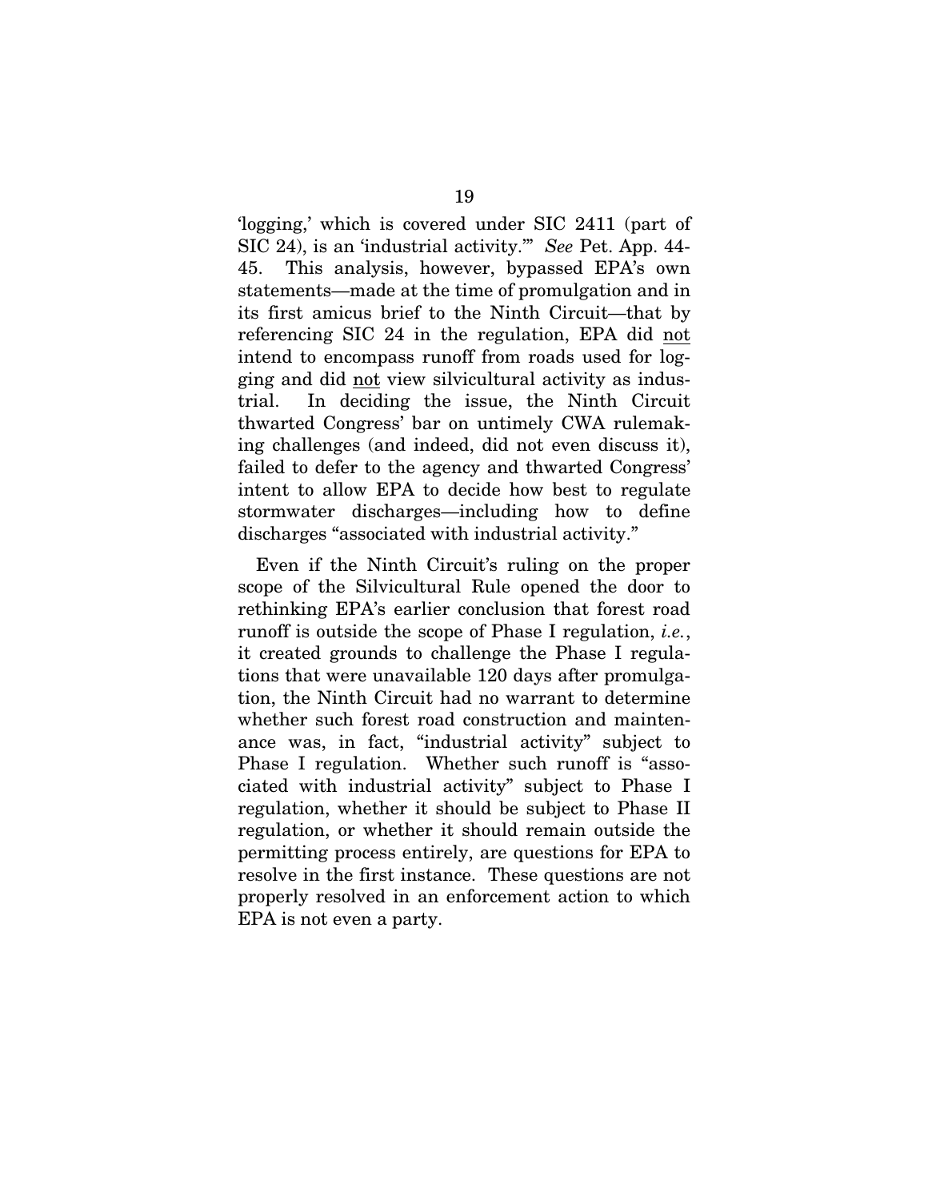'logging,' which is covered under SIC 2411 (part of SIC 24), is an 'industrial activity.'" *See* Pet. App. 44-45. This analysis, however, bypassed EPA's own statements—made at the time of promulgation and in its first amicus brief to the Ninth Circuit—that by referencing SIC 24 in the regulation, EPA did not intend to encompass runoff from roads used for logging and did not view silvicultural activity as industrial. In deciding the issue, the Ninth Circuit thwarted Congress' bar on untimely CWA rulemaking challenges (and indeed, did not even discuss it), failed to defer to the agency and thwarted Congress' intent to allow EPA to decide how best to regulate stormwater discharges—including how to define discharges "associated with industrial activity."

Even if the Ninth Circuit's ruling on the proper scope of the Silvicultural Rule opened the door to rethinking EPA's earlier conclusion that forest road runoff is outside the scope of Phase I regulation, *i.e.*, it created grounds to challenge the Phase I regulations that were unavailable 120 days after promulgation, the Ninth Circuit had no warrant to determine whether such forest road construction and maintenance was, in fact, "industrial activity" subject to Phase I regulation. Whether such runoff is "associated with industrial activity" subject to Phase I regulation, whether it should be subject to Phase II regulation, or whether it should remain outside the permitting process entirely, are questions for EPA to resolve in the first instance. These questions are not properly resolved in an enforcement action to which EPA is not even a party.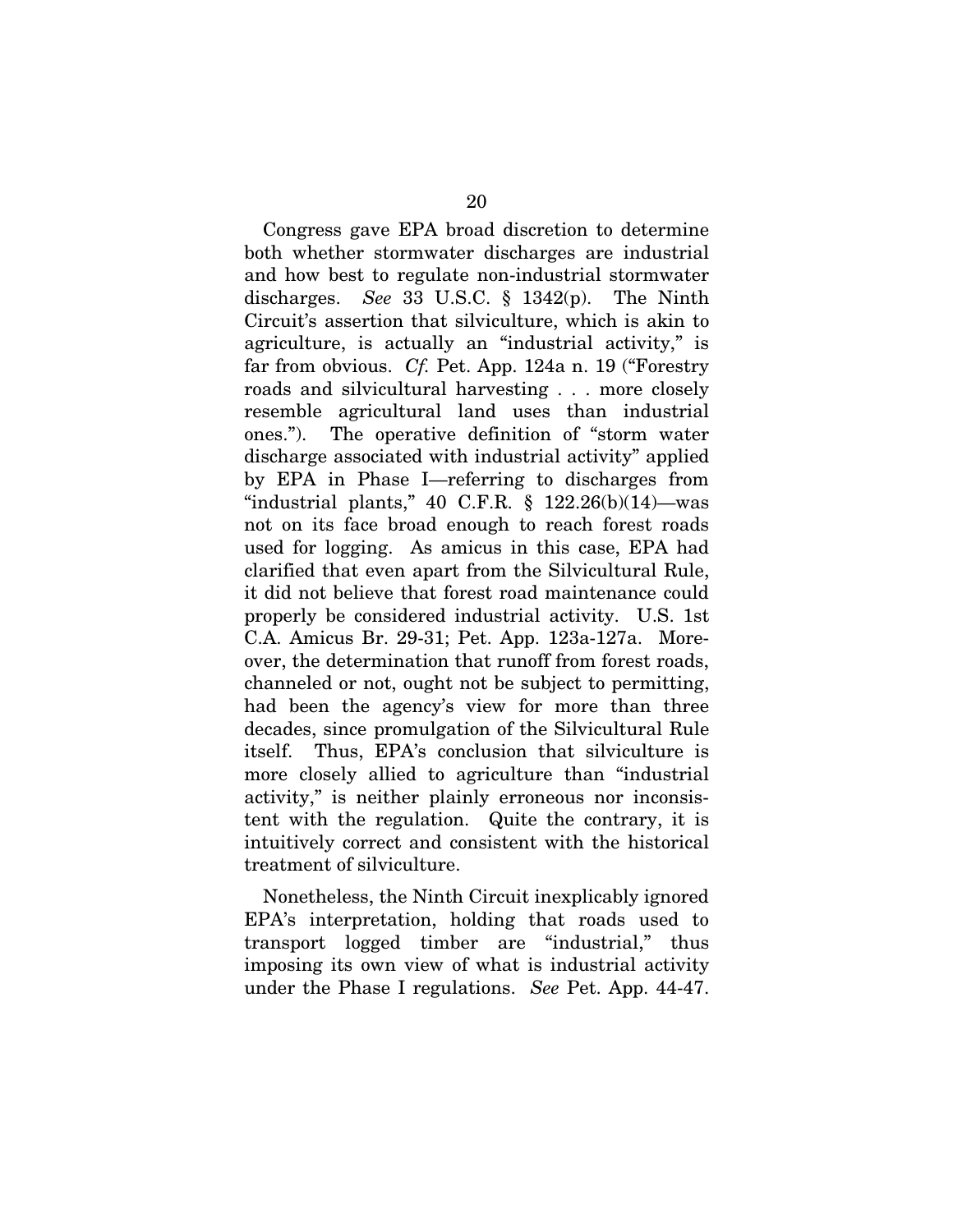Congress gave EPA broad discretion to determine both whether stormwater discharges are industrial and how best to regulate non-industrial stormwater discharges. *See* 33 U.S.C. § 1342(p). The Ninth Circuit's assertion that silviculture, which is akin to agriculture, is actually an "industrial activity," is far from obvious. *Cf.* Pet. App. 124a n. 19 ("Forestry roads and silvicultural harvesting . . . more closely resemble agricultural land uses than industrial ones."). The operative definition of "storm water discharge associated with industrial activity" applied by EPA in Phase I—referring to discharges from "industrial plants," 40 C.F.R. § 122.26(b)(14)—was not on its face broad enough to reach forest roads used for logging. As amicus in this case, EPA had clarified that even apart from the Silvicultural Rule, it did not believe that forest road maintenance could properly be considered industrial activity. U.S. 1st C.A. Amicus Br. 29-31; Pet. App. 123a-127a. Moreover, the determination that runoff from forest roads, channeled or not, ought not be subject to permitting, had been the agency's view for more than three decades, since promulgation of the Silvicultural Rule itself. Thus, EPA's conclusion that silviculture is more closely allied to agriculture than "industrial activity," is neither plainly erroneous nor inconsistent with the regulation. Quite the contrary, it is intuitively correct and consistent with the historical treatment of silviculture.

Nonetheless, the Ninth Circuit inexplicably ignored EPA's interpretation, holding that roads used to transport logged timber are "industrial," thus imposing its own view of what is industrial activity under the Phase I regulations. *See* Pet. App. 44-47.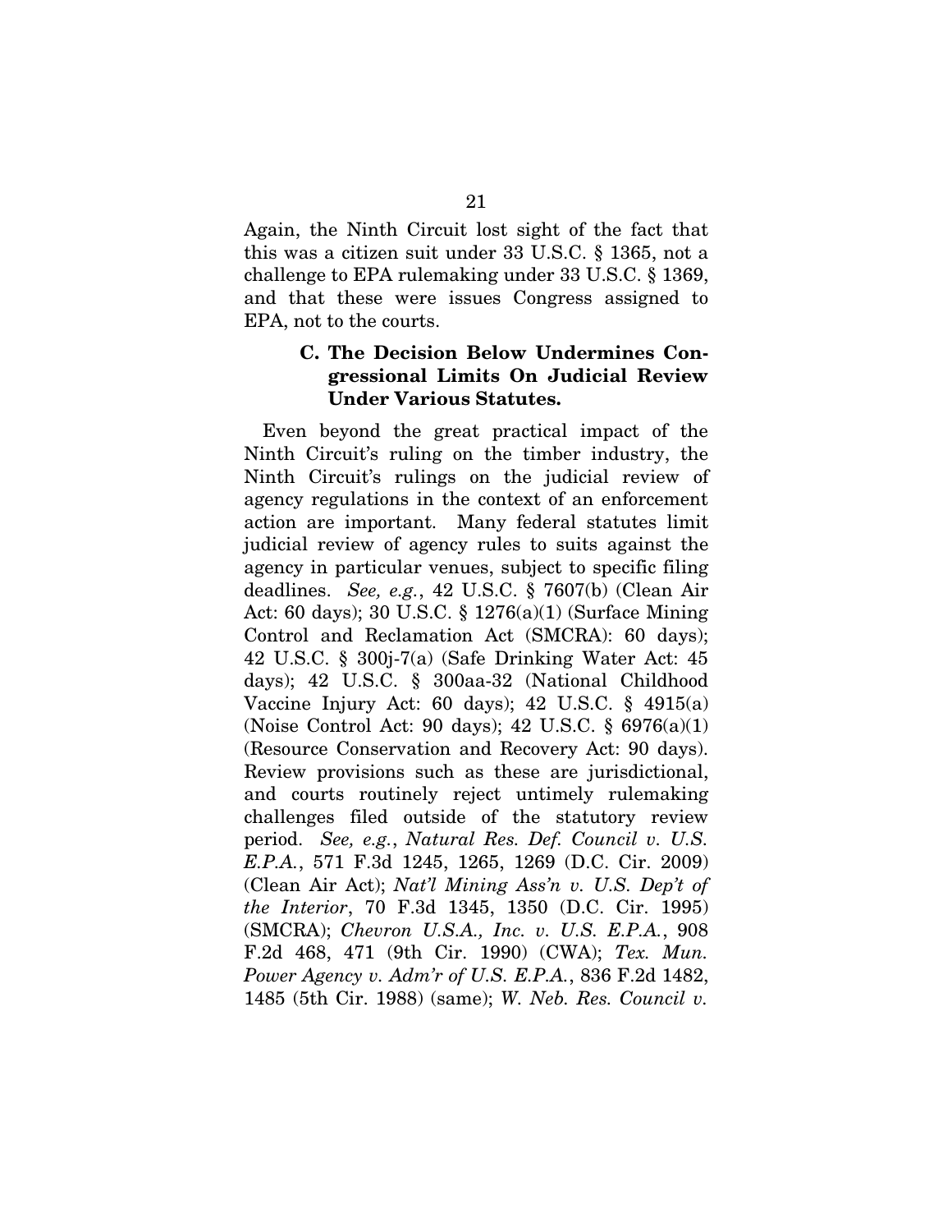Again, the Ninth Circuit lost sight of the fact that this was a citizen suit under 33 U.S.C. § 1365, not a challenge to EPA rulemaking under 33 U.S.C. § 1369, and that these were issues Congress assigned to EPA, not to the courts.

### C. The Decision Below Undermines Congressional Limits On Judicial Review Under Various Statutes.

Even beyond the great practical impact of the Ninth Circuit's ruling on the timber industry, the Ninth Circuit's rulings on the judicial review of agency regulations in the context of an enforcement action are important. Many federal statutes limit judicial review of agency rules to suits against the agency in particular venues, subject to specific filing deadlines. *See, e.g.*, 42 U.S.C. § 7607(b) (Clean Air Act: 60 days); 30 U.S.C. § 1276(a)(1) (Surface Mining Control and Reclamation Act (SMCRA): 60 days); 42 U.S.C. § 300j-7(a) (Safe Drinking Water Act: 45 days); 42 U.S.C. § 300aa-32 (National Childhood Vaccine Injury Act: 60 days); 42 U.S.C. § 4915(a) (Noise Control Act: 90 days); 42 U.S.C. § 6976(a)(1) (Resource Conservation and Recovery Act: 90 days). Review provisions such as these are jurisdictional, and courts routinely reject untimely rulemaking challenges filed outside of the statutory review period. *See, e.g.*, *Natural Res. Def. Council v. U.S. E.P.A.*, 571 F.3d 1245, 1265, 1269 (D.C. Cir. 2009) (Clean Air Act); *Nat'l Mining Ass'n v. U.S. Dep't of the Interior*, 70 F.3d 1345, 1350 (D.C. Cir. 1995) (SMCRA); *Chevron U.S.A., Inc. v. U.S. E.P.A.*, 908 F.2d 468, 471 (9th Cir. 1990) (CWA); *Tex. Mun. Power Agency v. Adm'r of U.S. E.P.A.*, 836 F.2d 1482, 1485 (5th Cir. 1988) (same); *W. Neb. Res. Council v.*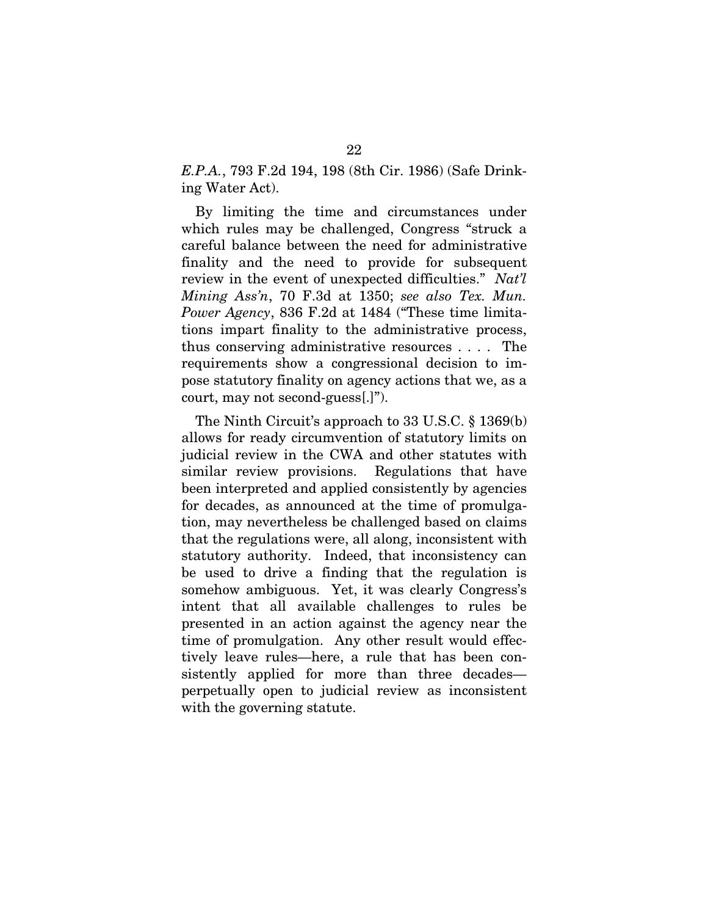*E.P.A.*, 793 F.2d 194, 198 (8th Cir. 1986) (Safe Drinking Water Act).

By limiting the time and circumstances under which rules may be challenged, Congress "struck a careful balance between the need for administrative finality and the need to provide for subsequent review in the event of unexpected difficulties." *Nat'l Mining Ass'n*, 70 F.3d at 1350; *see also Tex. Mun. Power Agency*, 836 F.2d at 1484 ("These time limitations impart finality to the administrative process, thus conserving administrative resources . . . . The requirements show a congressional decision to impose statutory finality on agency actions that we, as a court, may not second-guess[.]").

The Ninth Circuit's approach to 33 U.S.C. § 1369(b) allows for ready circumvention of statutory limits on judicial review in the CWA and other statutes with similar review provisions. Regulations that have been interpreted and applied consistently by agencies for decades, as announced at the time of promulgation, may nevertheless be challenged based on claims that the regulations were, all along, inconsistent with statutory authority. Indeed, that inconsistency can be used to drive a finding that the regulation is somehow ambiguous. Yet, it was clearly Congress's intent that all available challenges to rules be presented in an action against the agency near the time of promulgation. Any other result would effectively leave rules—here, a rule that has been consistently applied for more than three decades—perpetually open to judicial review as inconsistent with the governing statute.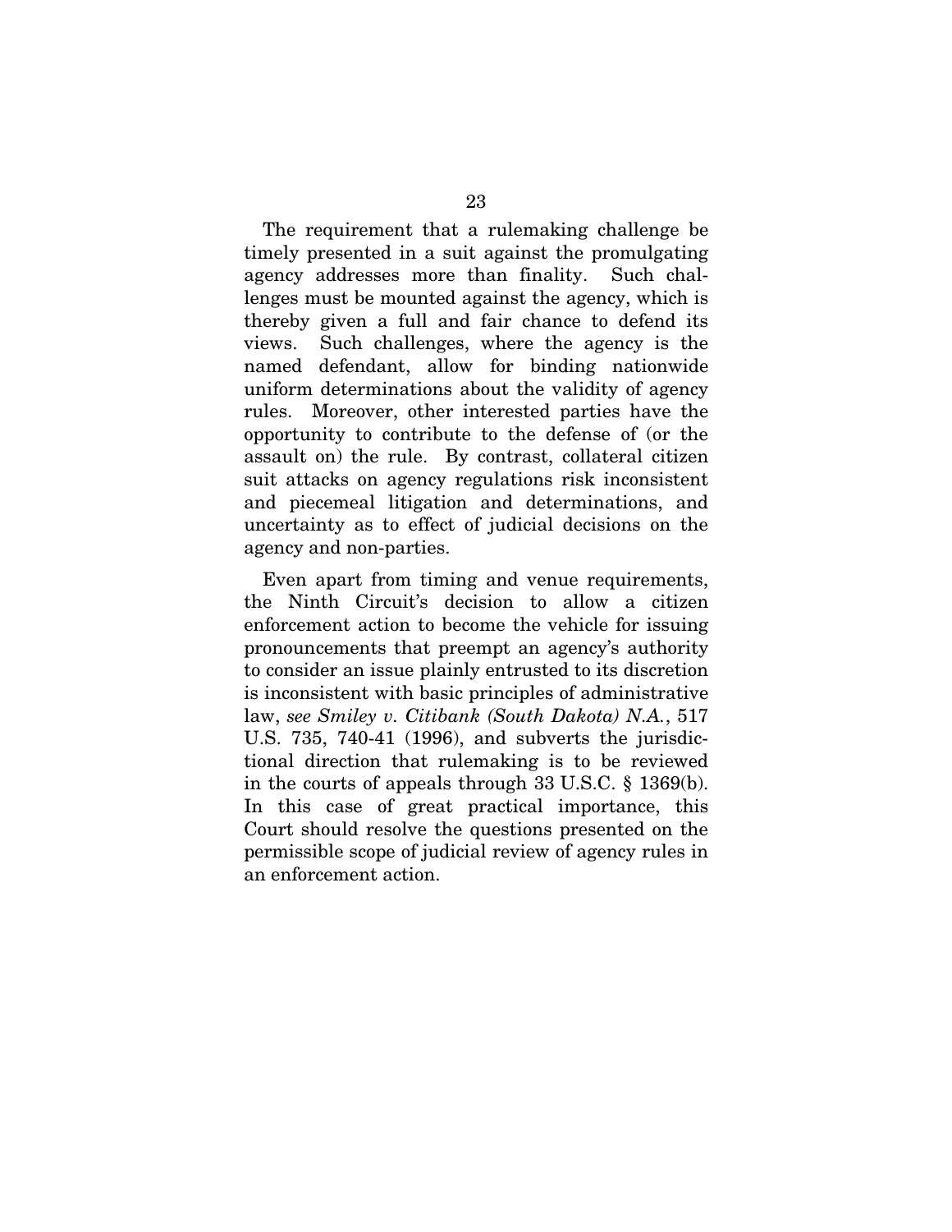The requirement that a rulemaking challenge be timely presented in a suit against the promulgating agency addresses more than finality. Such challenges must be mounted against the agency, which is thereby given a full and fair chance to defend its views. Such challenges, where the agency is the named defendant, allow for binding nationwide uniform determinations about the validity of agency rules. Moreover, other interested parties have the opportunity to contribute to the defense of (or the assault on) the rule. By contrast, collateral citizen suit attacks on agency regulations risk inconsistent and piecemeal litigation and determinations, and uncertainty as to effect of judicial decisions on the agency and non-parties.

Even apart from timing and venue requirements, the Ninth Circuit's decision to allow a citizen enforcement action to become the vehicle for issuing pronouncements that preempt an agency's authority to consider an issue plainly entrusted to its discretion is inconsistent with basic principles of administrative law, *see Smiley v. Citibank (South Dakota) N.A.*, 517 U.S. 735, 740-41 (1996), and subverts the jurisdictional direction that rulemaking is to be reviewed in the courts of appeals through 33 U.S.C. § 1369(b). In this case of great practical importance, this Court should resolve the questions presented on the permissible scope of judicial review of agency rules in an enforcement action.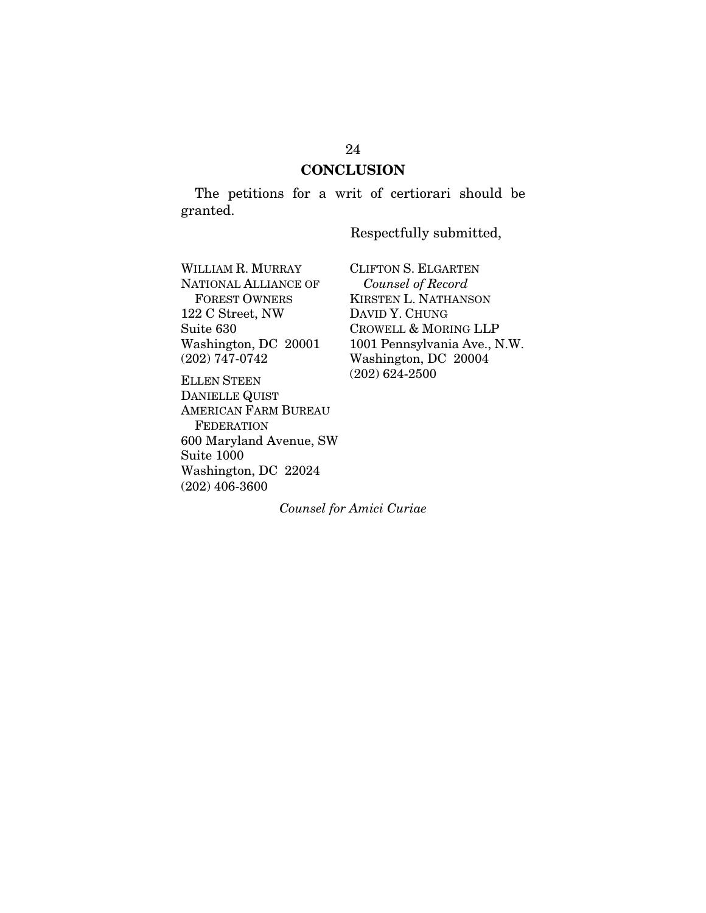## CONCLUSION

The petitions for a writ of certiorari should be granted.

Respectfully submitted,

WILLIAM R. MURRAY
NATIONAL ALLIANCE OF FOREST OWNERS
122 C Street, NW
Suite 630
Washington, DC 20001
(202) 747-0742

ELLEN STEEN
DANIELLE QUIST
AMERICAN FARM BUREAU FEDERATION
600 Maryland Avenue, SW
Suite 1000
Washington, DC 22024
(202) 406-3600

CLIFTON S. ELGARTEN
*Counsel of Record*
KIRSTEN L. NATHANSON
DAVID Y. CHUNG
CROWELL & MORING LLP
1001 Pennsylvania Ave., N.W.
Washington, DC 20004
(202) 624-2500

*Counsel for Amici Curiae*